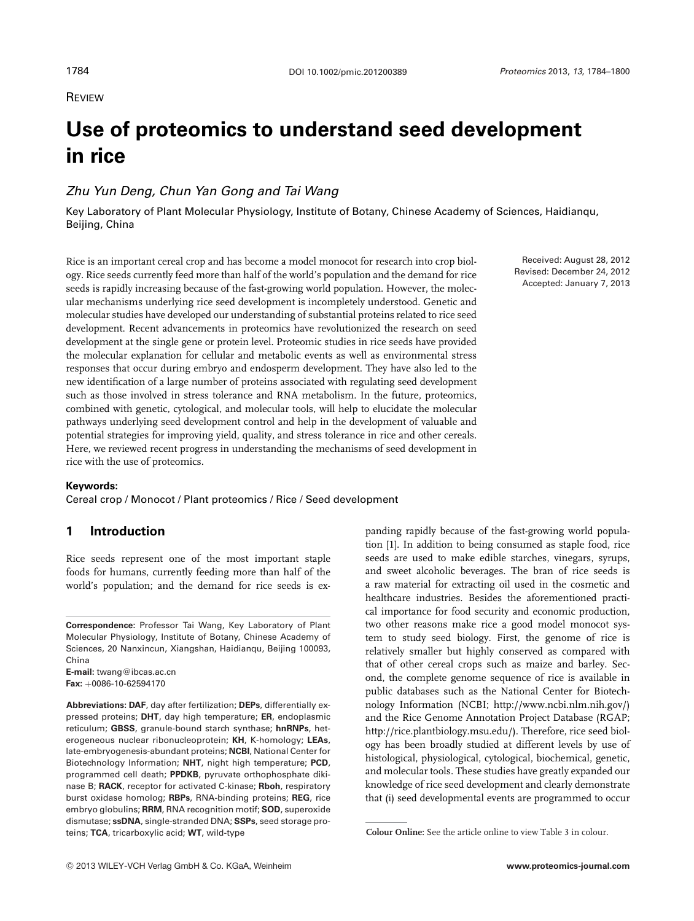REVIEW

# Use of proteomics to understand seed development in rice

*Zhu Yun Deng, Chun Yan Gong and Tai Wang*

Key Laboratory of Plant Molecular Physiology, Institute of Botany, Chinese Academy of Sciences, Haidianqu, Beijing, China

Rice is an important cereal crop and has become a model monocot for research into crop biology. Rice seeds currently feed more than half of the world's population and the demand for rice seeds is rapidly increasing because of the fast-growing world population. However, the molecular mechanisms underlying rice seed development is incompletely understood. Genetic and molecular studies have developed our understanding of substantial proteins related to rice seed development. Recent advancements in proteomics have revolutionized the research on seed development at the single gene or protein level. Proteomic studies in rice seeds have provided the molecular explanation for cellular and metabolic events as well as environmental stress responses that occur during embryo and endosperm development. They have also led to the new identification of a large number of proteins associated with regulating seed development such as those involved in stress tolerance and RNA metabolism. In the future, proteomics, combined with genetic, cytological, and molecular tools, will help to elucidate the molecular pathways underlying seed development control and help in the development of valuable and potential strategies for improving yield, quality, and stress tolerance in rice and other cereals. Here, we reviewed recent progress in understanding the mechanisms of seed development in rice with the use of proteomics.

Received: August 28, 2012
Revised: December 24, 2012
Accepted: January 7, 2013

**Keywords:**
Cereal crop / Monocot / Plant proteomics / Rice / Seed development

## 1 Introduction

Rice seeds represent one of the most important staple foods for humans, currently feeding more than half of the world's population; and the demand for rice seeds is expanding rapidly because of the fast-growing world population [1]. In addition to being consumed as staple food, rice seeds are used to make edible starches, vinegars, syrups, and sweet alcoholic beverages. The bran of rice seeds is a raw material for extracting oil used in the cosmetic and healthcare industries. Besides the aforementioned practical importance for food security and economic production, two other reasons make rice a good model monocot system to study seed biology. First, the genome of rice is relatively smaller but highly conserved as compared with that of other cereal crops such as maize and barley. Second, the complete genome sequence of rice is available in public databases such as the National Center for Biotechnology Information (NCBI; http://www.ncbi.nlm.nih.gov/) and the Rice Genome Annotation Project Database (RGAP; http://rice.plantbiology.msu.edu/). Therefore, rice seed biology has been broadly studied at different levels by use of histological, physiological, cytological, biochemical, genetic, and molecular tools. These studies have greatly expanded our knowledge of rice seed development and clearly demonstrate that (i) seed developmental events are programmed to occur

**Correspondence:** Professor Tai Wang, Key Laboratory of Plant Molecular Physiology, Institute of Botany, Chinese Academy of Sciences, 20 Nanxincun, Xiangshan, Haidianqu, Beijing 100093, China
**E-mail:** twang@ibcas.ac.cn
**Fax:** +0086-10-62594170

**Abbreviations: DAF**, day after fertilization; **DEPs**, differentially expressed proteins; **DHT**, day high temperature; **ER**, endoplasmic reticulum; **GBSS**, granule-bound starch synthase; **hnRNPs**, heterogeneous nuclear ribonucleoprotein; **KH**, K-homology; **LEAs**, late-embryogenesis-abundant proteins; **NCBI**, National Center for Biotechnology Information; **NHT**, night high temperature; **PCD**, programmed cell death; **PPDKB**, pyruvate orthophosphate dikinase B; **RACK**, receptor for activated C-kinase; **Rboh**, respiratory burst oxidase homolog; **RBPs**, RNA-binding proteins; **REG**, rice embryo globulins; **RRM**, RNA recognition motif; **SOD**, superoxide dismutase; **ssDNA**, single-stranded DNA; **SSPs**, seed storage proteins; **TCA**, tricarboxylic acid; **WT**, wild-type

**Colour Online:** See the article online to view Table 3 in colour.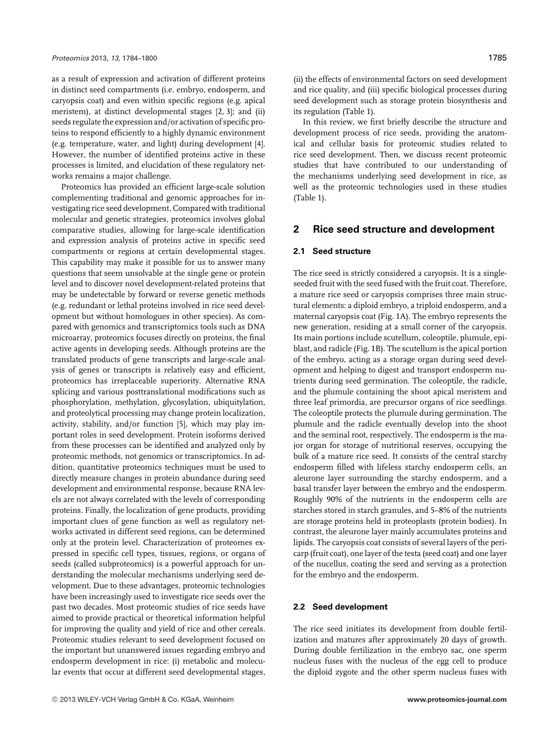as a result of expression and activation of different proteins in distinct seed compartments (i.e. embryo, endosperm, and caryopsis coat) and even within specific regions (e.g. apical meristem), at distinct developmental stages [2, 3]; and (ii) seeds regulate the expression and/or activation of specific proteins to respond efficiently to a highly dynamic environment (e.g. temperature, water, and light) during development [4]. However, the number of identified proteins active in these processes is limited, and elucidation of these regulatory networks remains a major challenge.

Proteomics has provided an efficient large-scale solution complementing traditional and genomic approaches for investigating rice seed development. Compared with traditional molecular and genetic strategies, proteomics involves global comparative studies, allowing for large-scale identification and expression analysis of proteins active in specific seed compartments or regions at certain developmental stages. This capability may make it possible for us to answer many questions that seem unsolvable at the single gene or protein level and to discover novel development-related proteins that may be undetectable by forward or reverse genetic methods (e.g. redundant or lethal proteins involved in rice seed development but without homologues in other species). As compared with genomics and transcriptomics tools such as DNA microarray, proteomics focuses directly on proteins, the final active agents in developing seeds. Although proteins are the translated products of gene transcripts and large-scale analysis of genes or transcripts is relatively easy and efficient, proteomics has irreplaceable superiority. Alternative RNA splicing and various posttranslational modifications such as phosphorylation, methylation, glycosylation, ubiquitylation, and proteolytical processing may change protein localization, activity, stability, and/or function [5], which may play important roles in seed development. Protein isoforms derived from these processes can be identified and analyzed only by proteomic methods, not genomics or transcriptomics. In addition, quantitative proteomics techniques must be used to directly measure changes in protein abundance during seed development and environmental response, because RNA levels are not always correlated with the levels of corresponding proteins. Finally, the localization of gene products, providing important clues of gene function as well as regulatory networks activated in different seed regions, can be determined only at the protein level. Characterization of proteomes expressed in specific cell types, tissues, regions, or organs of seeds (called subproteomics) is a powerful approach for understanding the molecular mechanisms underlying seed development. Due to these advantages, proteomic technologies have been increasingly used to investigate rice seeds over the past two decades. Most proteomic studies of rice seeds have aimed to provide practical or theoretical information helpful for improving the quality and yield of rice and other cereals. Proteomic studies relevant to seed development focused on the important but unanswered issues regarding embryo and endosperm development in rice: (i) metabolic and molecular events that occur at different seed developmental stages, (ii) the effects of environmental factors on seed development and rice quality, and (iii) specific biological processes during seed development such as storage protein biosynthesis and its regulation (Table 1).

In this review, we first briefly describe the structure and development process of rice seeds, providing the anatomical and cellular basis for proteomic studies related to rice seed development. Then, we discuss recent proteomic studies that have contributed to our understanding of the mechanisms underlying seed development in rice, as well as the proteomic technologies used in these studies (Table 1).

## 2 Rice seed structure and development

### 2.1 Seed structure

The rice seed is strictly considered a caryopsis. It is a single-seeded fruit with the seed fused with the fruit coat. Therefore, a mature rice seed or caryopsis comprises three main structural elements: a diploid embryo, a triploid endosperm, and a maternal caryopsis coat (Fig. 1A). The embryo represents the new generation, residing at a small corner of the caryopsis. Its main portions include scutellum, coleoptile, plumule, epiblast, and radicle (Fig. 1B). The scutellum is the apical portion of the embryo, acting as a storage organ during seed development and helping to digest and transport endosperm nutrients during seed germination. The coleoptile, the radicle, and the plumule containing the shoot apical meristem and three leaf primordia, are precursor organs of rice seedlings. The coleoptile protects the plumule during germination. The plumule and the radicle eventually develop into the shoot and the seminal root, respectively. The endosperm is the major organ for storage of nutritional reserves, occupying the bulk of a mature rice seed. It consists of the central starchy endosperm filled with lifeless starchy endosperm cells, an aleurone layer surrounding the starchy endosperm, and a basal transfer layer between the embryo and the endosperm. Roughly 90% of the nutrients in the endosperm cells are starches stored in starch granules, and 5–8% of the nutrients are storage proteins held in proteoplasts (protein bodies). In contrast, the aleurone layer mainly accumulates proteins and lipids. The caryopsis coat consists of several layers of the pericarp (fruit coat), one layer of the testa (seed coat) and one layer of the nucellus, coating the seed and serving as a protection for the embryo and the endosperm.

### 2.2 Seed development

The rice seed initiates its development from double fertilization and matures after approximately 20 days of growth. During double fertilization in the embryo sac, one sperm nucleus fuses with the nucleus of the egg cell to produce the diploid zygote and the other sperm nucleus fuses with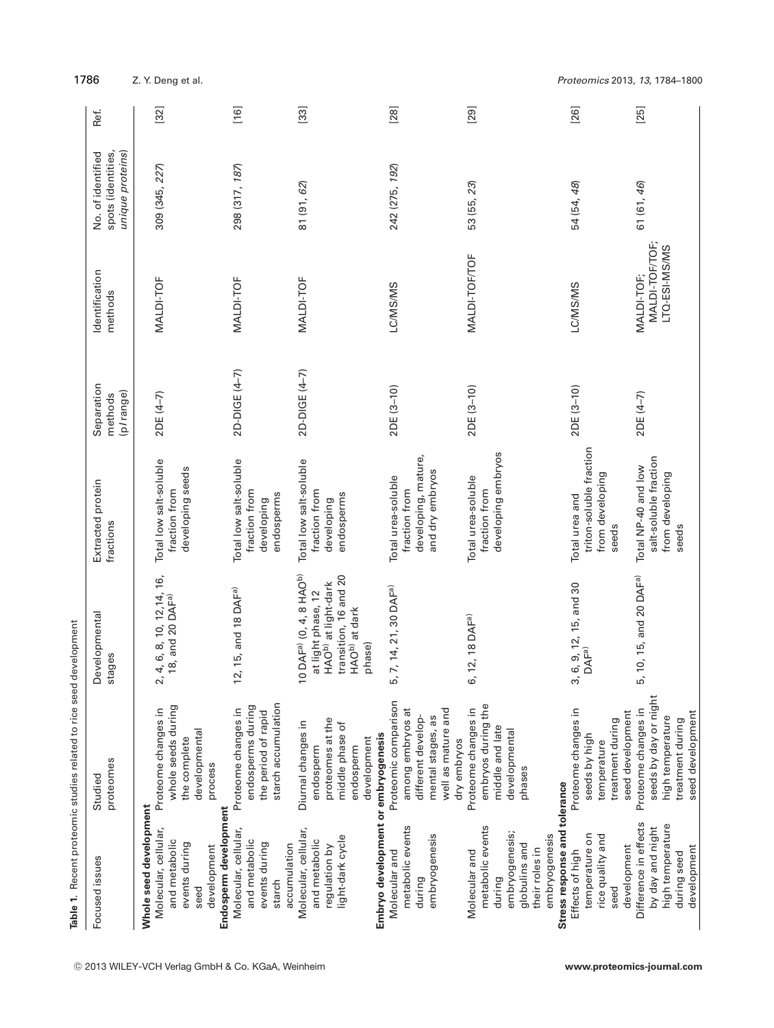**Table 1.** Recent proteomic studies related to rice seed development

| Focused issues | Studied proteomes | Developmental stages | Extracted protein fractions | Separation methods (p*I* range) | Identification methods | No. of identified spots (identities, *unique proteins*) | Ref. |
|---|---|---|---|---|---|---|---|
| **Whole seed development** | | | | | | | |
| Molecular, cellular, and metabolic events during seed development | Proteome changes in whole seeds during the complete developmental process | 2, 4, 6, 8, 10, 12, 14, 16, 18, and 20 DAF[a)] | Total low salt-soluble fraction from developing seeds | 2DE (4–7) | MALDI-TOF | 309 (345, *227*) | [32] |
| **Endosperm development** | | | | | | | |
| Molecular, cellular, and metabolic events during starch accumulation | Proteome changes in endosperms during the period of rapid starch accumulation | 12, 15, and 18 DAF[a)] | Total low salt-soluble fraction from developing endosperms | 2D-DIGE (4–7) | MALDI-TOF | 298 (317, *187*) | [16] |
| Molecular, cellular, and metabolic regulation by light-dark cycle | Diurnal changes in endosperm proteomes at the middle phase of endosperm development | 10 DAF[a)] (0, 4, 8 HAO[b)] at light phase, 12 HAO[b)] at light-dark transition, 16 and 20 HAO[b)] at dark phase) | Total low salt-soluble fraction from developing endosperms | 2D-DIGE (4–7) | MALDI-TOF | 81 (91, *62*) | [33] |
| **Embryo development or embryogenesis** | | | | | | | |
| Molecular and metabolic events during embryogenesis | Proteomic comparison among embryos at different developmental stages, as well as mature and dry embryos | 5, 7, 14, 21, 30 DAF[a)] | Total urea-soluble fraction from developing, mature, and dry embryos | 2DE (3–10) | LC/MS/MS | 242 (275, *192*) | [28] |
| Molecular and metabolic events during embryogenesis; globulins and their roles in embryogenesis | Proteome changes in embryos during the middle and late developmental phases | 6, 12, 18 DAF[a)] | Total urea-soluble fraction from developing embryos | 2DE (3–10) | MALDI-TOF/TOF | 53 (55, *23*) | [29] |
| **Stress response and tolerance** | | | | | | | |
| Effects of high temperature on rice quality and seed development | Proteome changes in seeds by high temperature treatment during seed development | 3, 6, 9, 12, 15, and 30 DAF[a)] | Total urea and triton-soluble fraction from developing seeds | 2DE (3–10) | LC/MS/MS | 54 (54, *48*) | [26] |
| Difference in effects by day and night high temperature during seed development | Proteome changes in seeds by day or night high temperature treatment during seed development | 5, 10, 15, and 20 DAF[a)] | Total NP-40 and low salt-soluble fraction from developing seeds | 2DE (4–7) | MALDI-TOF; MALDI-TOF/TOF; LTQ-ESI-MS/MS | 61 (61, *46*) | [25] |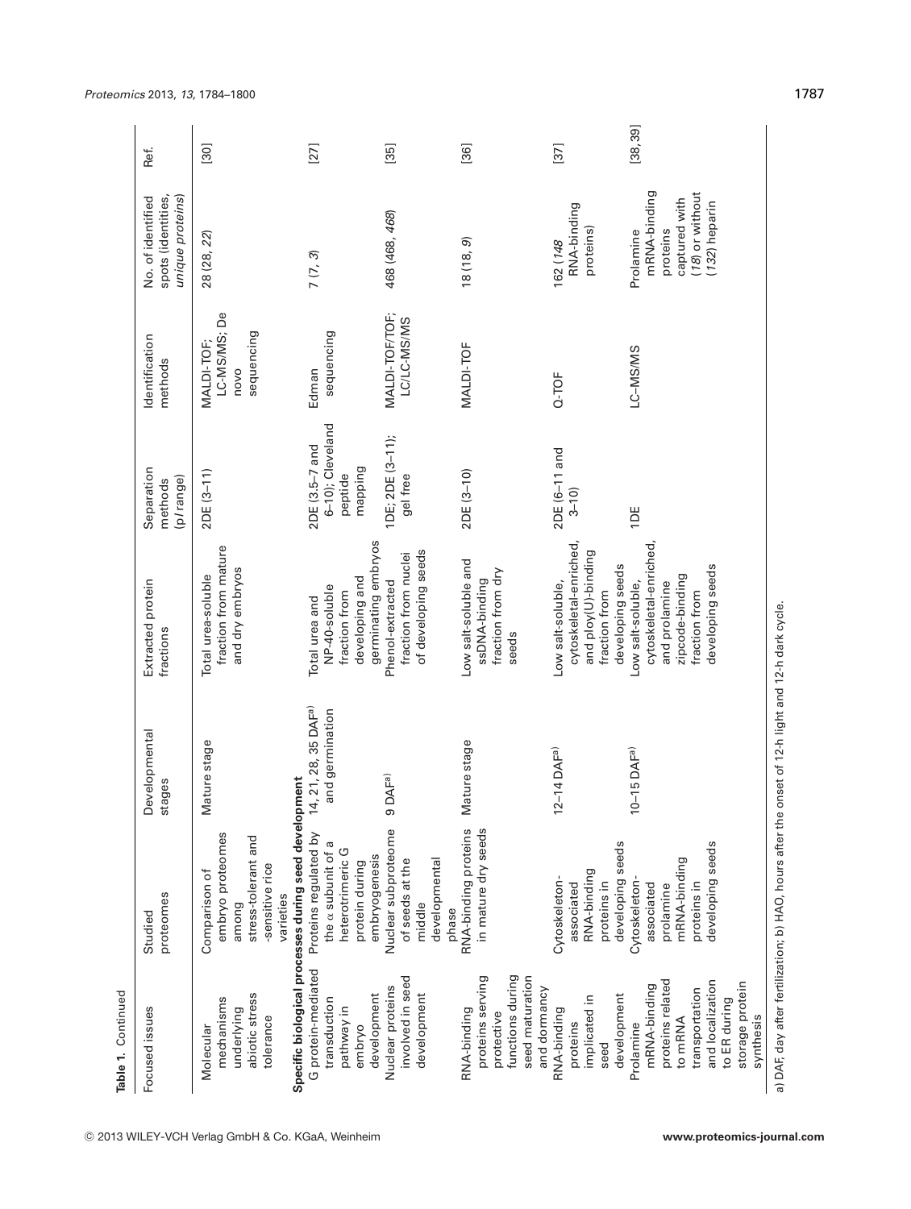**Table 1.** Continued

| Focused issues | Studied proteomes | Developmental stages | Extracted protein fractions | Separation methods (p*I* range) | Identification methods | No. of identified spots (identities, *unique proteins*) | Ref. |
|---|---|---|---|---|---|---|---|
| Molecular mechanisms underlying abiotic stress tolerance | Comparison of embryo proteomes among stress-tolerant and -sensitive rice varieties | Mature stage | Total urea-soluble fraction from mature and dry embryos | 2DE (3–11) | MALDI-TOF; LC-MS/MS; De novo sequencing | 28 (28, *22*) | [30] |
| **Specific biological processes during seed development** | | | | | | | |
| G protein-mediated transduction pathway in embryo development | Proteins regulated by the α subunit of a heterotrimeric G protein during embryogenesis | 14, 21, 28, 35 DAF[a)] and germination | Total urea and NP-40-soluble fraction from developing and germinating embryos | 2DE (3.5–7 and 6–10); Cleveland peptide mapping | Edman sequencing | 7 (7, *3*) | [27] |
| Nuclear proteins involved in seed development | Nuclear subproteome of seeds at the middle developmental phase | 9 DAF[a)] | Phenol-extracted fraction from nuclei of developing seeds | 1DE; 2DE (3–11); gel free | MALDI-TOF/TOF; LC/LC-MS/MS | 468 (468, *468*) | [35] |
| RNA-binding proteins serving protective functions during seed maturation and dormancy | RNA-binding proteins in mature dry seeds | Mature stage | Low salt-soluble and ssDNA-binding fraction from dry seeds | 2DE (3–10) | MALDI-TOF | 18 (18, *9*) | [36] |
| RNA-binding proteins implicated in seed development | Cytoskeleton-associated RNA-binding proteins in developing seeds | 12–14 DAF[a)] | Low salt-soluble, cytoskeletal-enriched, and ploy(U)-binding fraction from developing seeds | 2DE (6–11 and 3–10) | Q-TOF | 162 (*148* RNA-binding proteins) | [37] |
| Prolamine mRNA-binding proteins related to mRNA transportation and localization to ER during storage protein synthesis | Cytoskeleton-associated prolamine mRNA-binding proteins in developing seeds | 10–15 DAF[a)] | Low salt-soluble, cytoskeletal-enriched, and prolamine zipcode-binding fraction from developing seeds | 1DE | LC–MS/MS | Prolamine mRNA-binding proteins captured with (*18*) or without (*132*) heparin | [38, 39] |

a) DAF, day after fertilization; b) HAO, hours after the onset of 12-h light and 12-h dark cycle.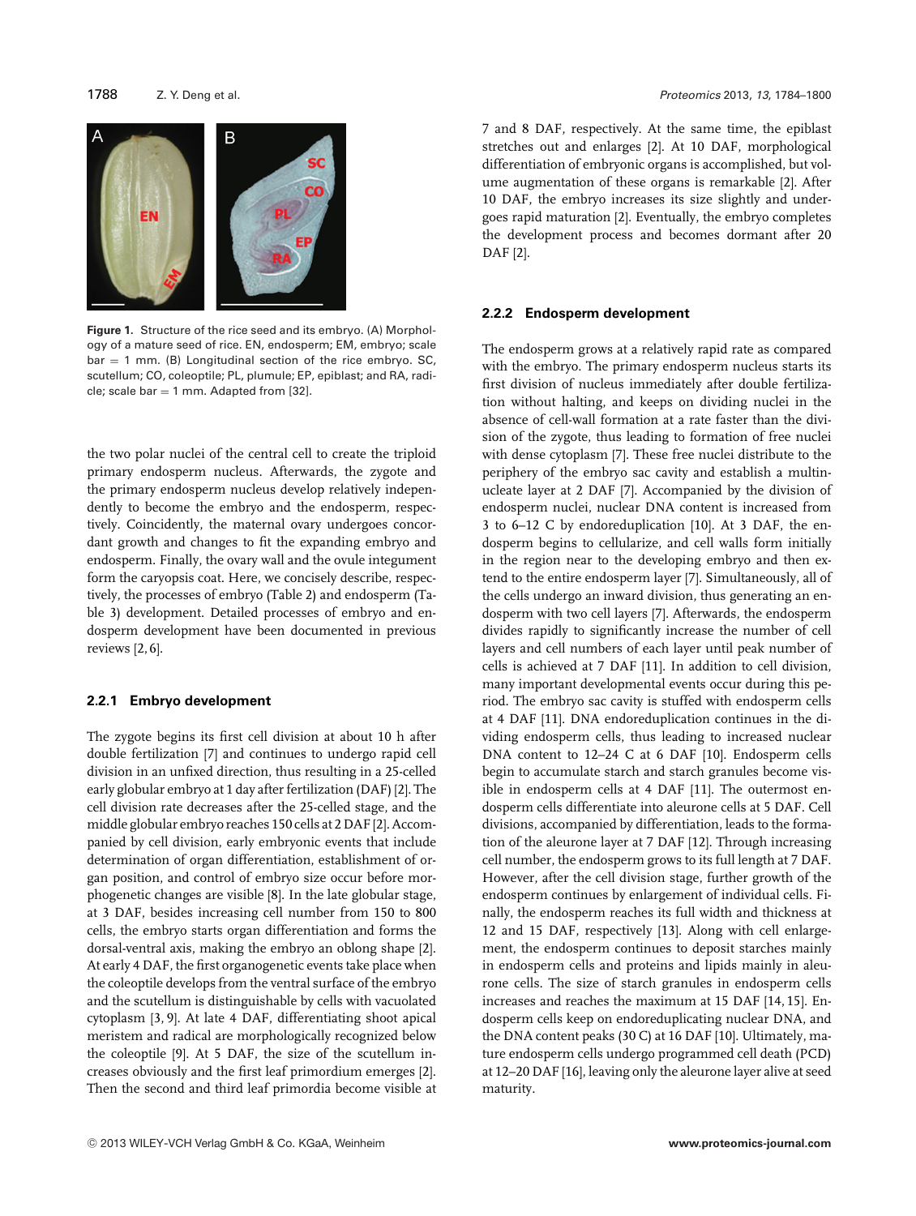Figure 1. Structure of the rice seed and its embryo. (A) Morphology of a mature seed of rice. EN, endosperm; EM, embryo; scale bar = 1 mm. (B) Longitudinal section of the rice embryo. SC, scutellum; CO, coleoptile; PL, plumule; EP, epiblast; and RA, radicle; scale bar = 1 mm. Adapted from [32].

the two polar nuclei of the central cell to create the triploid primary endosperm nucleus. Afterwards, the zygote and the primary endosperm nucleus develop relatively independently to become the embryo and the endosperm, respectively. Coincidently, the maternal ovary undergoes concordant growth and changes to fit the expanding embryo and endosperm. Finally, the ovary wall and the ovule integument form the caryopsis coat. Here, we concisely describe, respectively, the processes of embryo (Table 2) and endosperm (Table 3) development. Detailed processes of embryo and endosperm development have been documented in previous reviews [2, 6].

### 2.2.1 Embryo development

The zygote begins its first cell division at about 10 h after double fertilization [7] and continues to undergo rapid cell division in an unfixed direction, thus resulting in a 25-celled early globular embryo at 1 day after fertilization (DAF) [2]. The cell division rate decreases after the 25-celled stage, and the middle globular embryo reaches 150 cells at 2 DAF [2]. Accompanied by cell division, early embryonic events that include determination of organ differentiation, establishment of organ position, and control of embryo size occur before morphogenetic changes are visible [8]. In the late globular stage, at 3 DAF, besides increasing cell number from 150 to 800 cells, the embryo starts organ differentiation and forms the dorsal-ventral axis, making the embryo an oblong shape [2]. At early 4 DAF, the first organogenetic events take place when the coleoptile develops from the ventral surface of the embryo and the scutellum is distinguishable by cells with vacuolated cytoplasm [3, 9]. At late 4 DAF, differentiating shoot apical meristem and radical are morphologically recognized below the coleoptile [9]. At 5 DAF, the size of the scutellum increases obviously and the first leaf primordium emerges [2]. Then the second and third leaf primordia become visible at 7 and 8 DAF, respectively. At the same time, the epiblast stretches out and enlarges [2]. At 10 DAF, morphological differentiation of embryonic organs is accomplished, but volume augmentation of these organs is remarkable [2]. After 10 DAF, the embryo increases its size slightly and undergoes rapid maturation [2]. Eventually, the embryo completes the development process and becomes dormant after 20 DAF [2].

### 2.2.2 Endosperm development

The endosperm grows at a relatively rapid rate as compared with the embryo. The primary endosperm nucleus starts its first division of nucleus immediately after double fertilization without halting, and keeps on dividing nuclei in the absence of cell-wall formation at a rate faster than the division of the zygote, thus leading to formation of free nuclei with dense cytoplasm [7]. These free nuclei distribute to the periphery of the embryo sac cavity and establish a multinucleate layer at 2 DAF [7]. Accompanied by the division of endosperm nuclei, nuclear DNA content is increased from 3 to 6–12 C by endoreduplication [10]. At 3 DAF, the endosperm begins to cellularize, and cell walls form initially in the region near to the developing embryo and then extend to the entire endosperm layer [7]. Simultaneously, all of the cells undergo an inward division, thus generating an endosperm with two cell layers [7]. Afterwards, the endosperm divides rapidly to significantly increase the number of cell layers and cell numbers of each layer until peak number of cells is achieved at 7 DAF [11]. In addition to cell division, many important developmental events occur during this period. The embryo sac cavity is stuffed with endosperm cells at 4 DAF [11]. DNA endoreduplication continues in the dividing endosperm cells, thus leading to increased nuclear DNA content to 12–24 C at 6 DAF [10]. Endosperm cells begin to accumulate starch and starch granules become visible in endosperm cells at 4 DAF [11]. The outermost endosperm cells differentiate into aleurone cells at 5 DAF. Cell divisions, accompanied by differentiation, leads to the formation of the aleurone layer at 7 DAF [12]. Through increasing cell number, the endosperm grows to its full length at 7 DAF. However, after the cell division stage, further growth of the endosperm continues by enlargement of individual cells. Finally, the endosperm reaches its full width and thickness at 12 and 15 DAF, respectively [13]. Along with cell enlargement, the endosperm continues to deposit starches mainly in endosperm cells and proteins and lipids mainly in aleurone cells. The size of starch granules in endosperm cells increases and reaches the maximum at 15 DAF [14, 15]. Endosperm cells keep on endoreduplicating nuclear DNA, and the DNA content peaks (30 C) at 16 DAF [10]. Ultimately, mature endosperm cells undergo programmed cell death (PCD) at 12–20 DAF [16], leaving only the aleurone layer alive at seed maturity.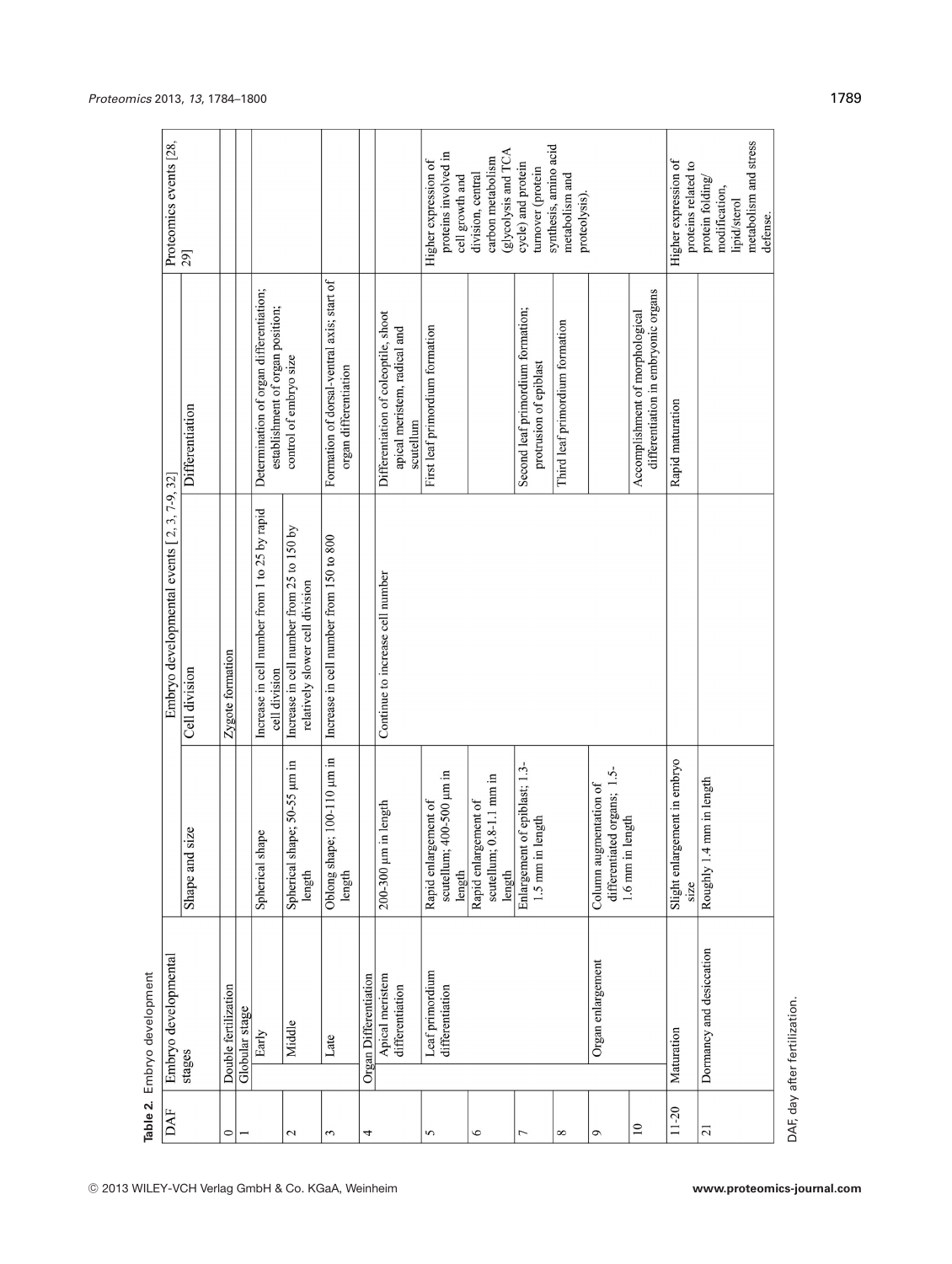**Table 2.** Embryo development

| DAF | Embryo developmental stages | | Embryo developmental events [2, 3, 7-9, 32] | | | Proteomics events [28, 29] |
|---|---|---|---|---|---|---|
| | | | Shape and size | Cell division | Differentiation | |
| 0 | Double fertilization | | | Zygote formation | | |
| 1 | Globular stage | Early | Spherical shape | Increase in cell number from 1 to 25 by rapid cell division | Determination of organ differentiation; establishment of organ position; control of embryo size | |
| 2 | | Middle | Spherical shape; 50-55 μm in length | Increase in cell number from 25 to 150 by relatively slower cell division | | |
| 3 | | Late | Oblong shape; 100-110 μm in length | Increase in cell number from 150 to 800 | Formation of dorsal-ventral axis; start of organ differentiation | |
| 4 | Organ Differentiation | Apical meristem differentiation | 200-300 μm in length | Continue to increase cell number | Differentiation of coleoptile, shoot apical meristem, radical and scutellum | |
| 5 | | Leaf primordium differentiation | Rapid enlargement of scutellum; 400-500 μm in length | | First leaf primordium formation | Higher expression of proteins involved in cell growth and division, central carbon metabolism (glycolysis and TCA cycle) and protein turnover (protein synthesis, amino acid metabolism and proteolysis). |
| 6 | | | Rapid enlargement of scutellum; 0.8-1.1 mm in length | | | |
| 7 | | | Enlargement of epiblast; 1.3-1.5 mm in length | | Second leaf primordium formation; protrusion of epiblast | |
| 8 | | | | | Third leaf primordium formation | |
| 9 | | Organ enlargement | Column augmentation of differentiated organs; 1.5-1.6 mm in length | | | |
| 10 | | | | | Accomplishment of morphological differentiation in embryonic organs | |
| 11-20 | Maturation | | Slight enlargement in embryo size | | Rapid maturation | Higher expression of proteins related to protein folding/ modification, lipid/sterol metabolism and stress defense. |
| 21 | Dormancy and desiccation | | Roughly 1.4 mm in length | | | |

DAF, day after fertilization.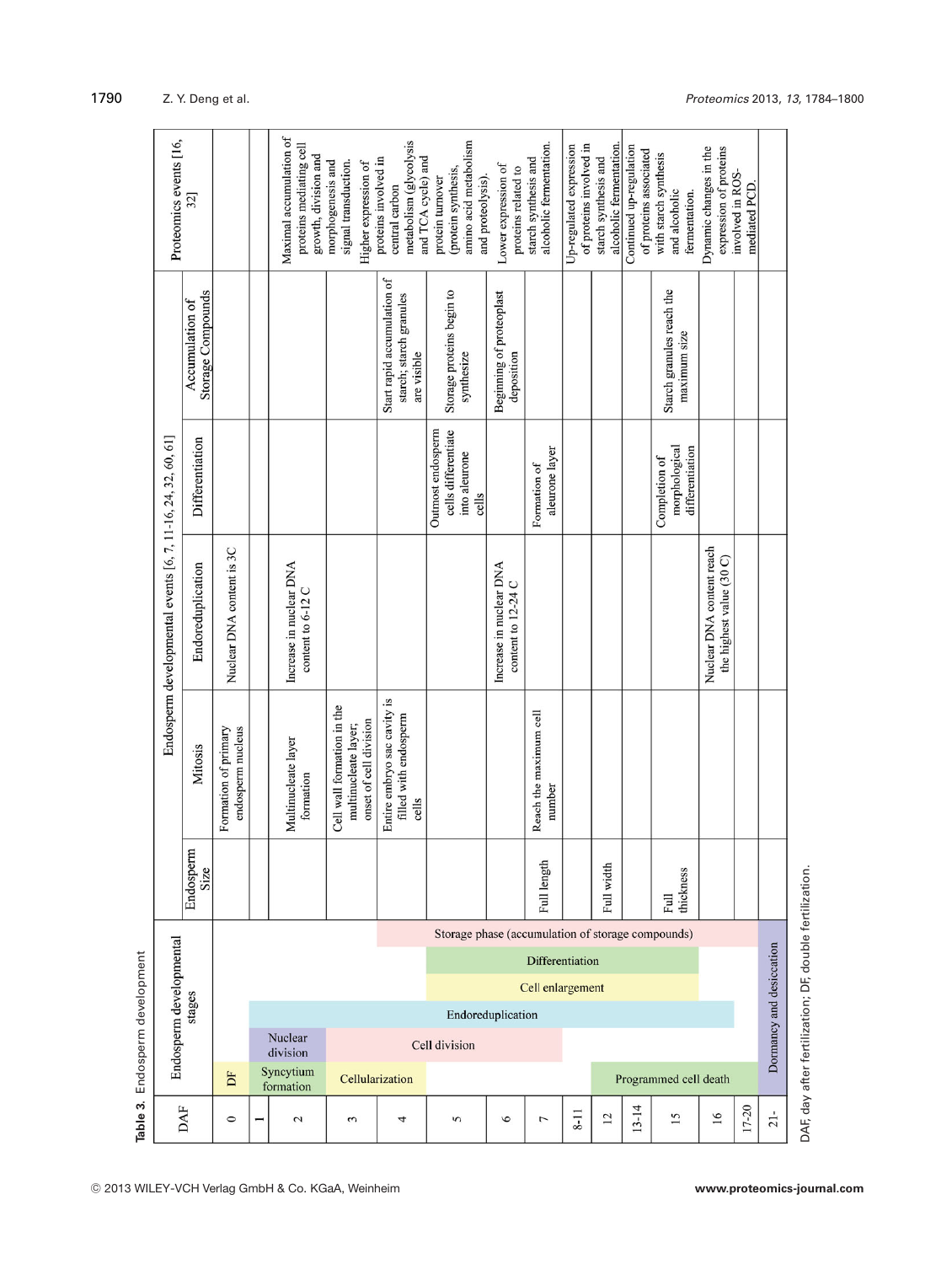**Table 3.** Endosperm development

| DAF | Endosperm developmental stages | | | | | | Endosperm developmental events [6, 7, 11-16, 24, 32, 60, 61] | | | | | Proteomics events [16, 32] |
|---|---|---|---|---|---|---|---|---|---|---|---|---|
| | | | | | | | Endosperm Size | Mitosis | Endoreduplication | Differentiation | Accumulation of Storage Compounds | |
| 0 | DF | | | | | | | Formation of primary endosperm nucleus | Nuclear DNA content is 3C | | | |
| 1 | Syncytium formation | Nuclear division | Endoreduplication | | | | | | | | | |
| 2 | Syncytium formation | Nuclear division | Endoreduplication | | | | | Multinucleate layer formation | Increase in nuclear DNA content to 6-12 C | | | Maximal accumulation of proteins mediating cell growth, division and morphogenesis and signal transduction. |
| 3 | Cellularization | Cell division | Endoreduplication | | | | | Cell wall formation in the multinucleate layer; onset of cell division | | | | Higher expression of proteins involved in central carbon metabolism (glycolysis and TCA cycle) and protein turnover (protein synthesis, amino acid metabolism and proteolysis). |
| 4 | Cellularization | Cell division | Endoreduplication | | | Storage phase (accumulation of storage compounds) | | Entire embryo sac cavity is filled with endosperm cells | | | Start rapid accumulation of starch; starch granules are visible | |
| 5 | | Cell division | Endoreduplication | Cell enlargement | Differentiation | Storage phase (accumulation of storage compounds) | | | | Outmost endosperm cells differentiate into aleurone cells | Storage proteins begin to synthesize | |
| 6 | | Cell division | Endoreduplication | Cell enlargement | Differentiation | Storage phase (accumulation of storage compounds) | | | Increase in nuclear DNA content to 12-24 C | | Beginning of proteoplast deposition | Lower expression of proteins related to starch synthesis and alcoholic fermentation. |
| 7 | | Cell division | Endoreduplication | Cell enlargement | Differentiation | Storage phase (accumulation of storage compounds) | Full length | Reach the maximum cell number | | Formation of aleurone layer | | |
| 8-11 | | | Endoreduplication | Cell enlargement | Differentiation | Storage phase (accumulation of storage compounds) | | | | | | Up-regulated expression of proteins involved in starch synthesis and alcoholic fermentation. |
| 12 | Programmed cell death | | Endoreduplication | Cell enlargement | Differentiation | Storage phase (accumulation of storage compounds) | Full width | | | | | |
| 13-14 | Programmed cell death | | Endoreduplication | Cell enlargement | Differentiation | Storage phase (accumulation of storage compounds) | | | | | | Continued up-regulation of proteins associated with starch synthesis and alcoholic fermentation. |
| 15 | Programmed cell death | | Endoreduplication | Cell enlargement | Differentiation | Storage phase (accumulation of storage compounds) | Full thickness | | | Completion of morphological differentiation | Starch granules reach the maximum size | |
| 16 | Programmed cell death | | Endoreduplication | | | Storage phase (accumulation of storage compounds) | | | Nuclear DNA content reach the highest value (30 C) | | | Dynamic changes in the expression of proteins involved in ROS-mediated PCD. |
| 17-20 | Programmed cell death | | | | | Storage phase (accumulation of storage compounds) | | | | | | |
| 21- | Dormancy and desiccation | | | | | | | | | | | |

DAF, day after fertilization; DF, double fertilization.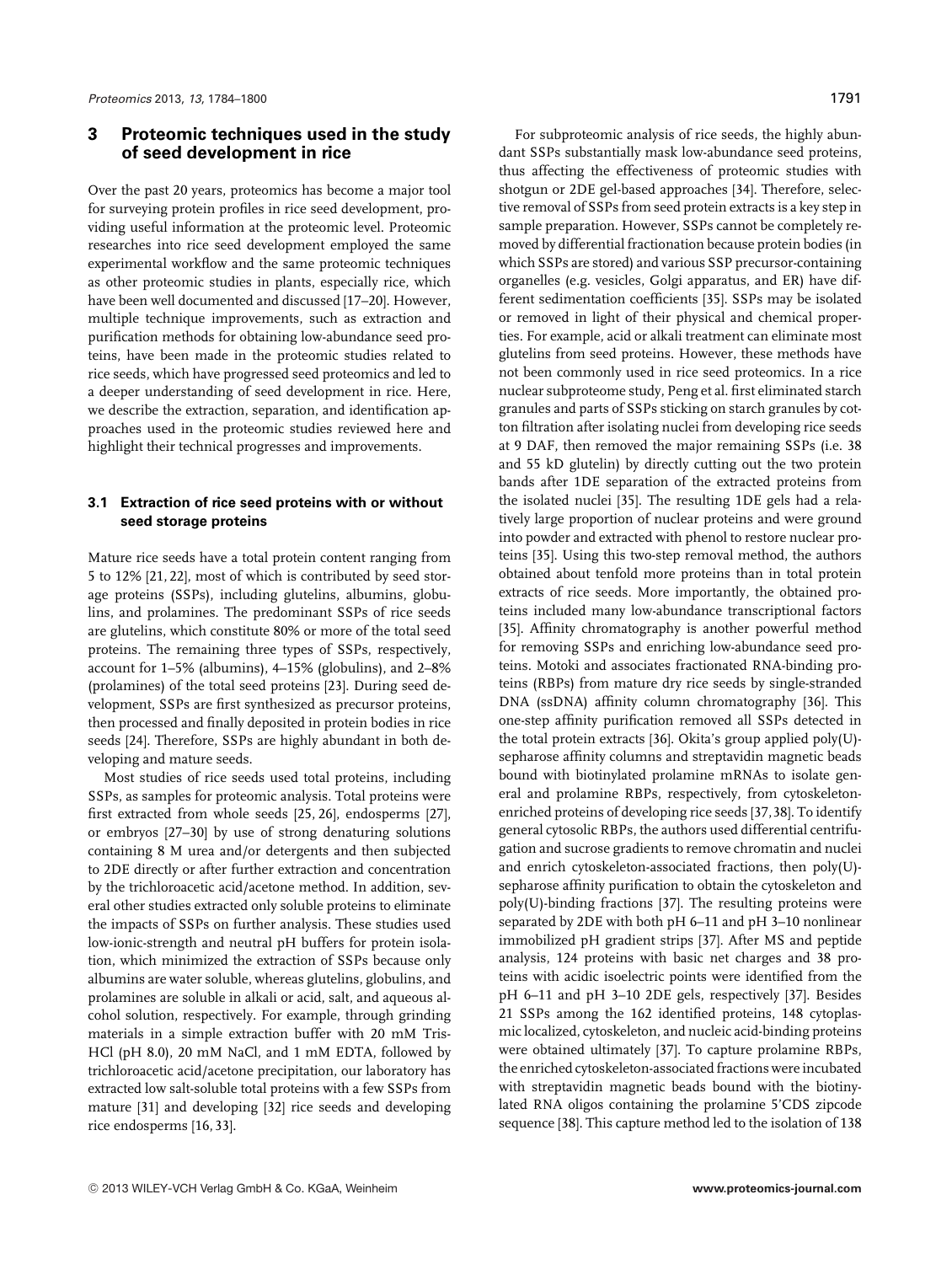## 3 Proteomic techniques used in the study of seed development in rice

Over the past 20 years, proteomics has become a major tool for surveying protein profiles in rice seed development, providing useful information at the proteomic level. Proteomic researches into rice seed development employed the same experimental workflow and the same proteomic techniques as other proteomic studies in plants, especially rice, which have been well documented and discussed [17–20]. However, multiple technique improvements, such as extraction and purification methods for obtaining low-abundance seed proteins, have been made in the proteomic studies related to rice seeds, which have progressed seed proteomics and led to a deeper understanding of seed development in rice. Here, we describe the extraction, separation, and identification approaches used in the proteomic studies reviewed here and highlight their technical progresses and improvements.

### 3.1 Extraction of rice seed proteins with or without seed storage proteins

Mature rice seeds have a total protein content ranging from 5 to 12% [21, 22], most of which is contributed by seed storage proteins (SSPs), including glutelins, albumins, globulins, and prolamines. The predominant SSPs of rice seeds are glutelins, which constitute 80% or more of the total seed proteins. The remaining three types of SSPs, respectively, account for 1–5% (albumins), 4–15% (globulins), and 2–8% (prolamines) of the total seed proteins [23]. During seed development, SSPs are first synthesized as precursor proteins, then processed and finally deposited in protein bodies in rice seeds [24]. Therefore, SSPs are highly abundant in both developing and mature seeds.

Most studies of rice seeds used total proteins, including SSPs, as samples for proteomic analysis. Total proteins were first extracted from whole seeds [25, 26], endosperms [27], or embryos [27–30] by use of strong denaturing solutions containing 8 M urea and/or detergents and then subjected to 2DE directly or after further extraction and concentration by the trichloroacetic acid/acetone method. In addition, several other studies extracted only soluble proteins to eliminate the impacts of SSPs on further analysis. These studies used low-ionic-strength and neutral pH buffers for protein isolation, which minimized the extraction of SSPs because only albumins are water soluble, whereas glutelins, globulins, and prolamines are soluble in alkali or acid, salt, and aqueous alcohol solution, respectively. For example, through grinding materials in a simple extraction buffer with 20 mM Tris-HCl (pH 8.0), 20 mM NaCl, and 1 mM EDTA, followed by trichloroacetic acid/acetone precipitation, our laboratory has extracted low salt-soluble total proteins with a few SSPs from mature [31] and developing [32] rice seeds and developing rice endosperms [16, 33].

For subproteomic analysis of rice seeds, the highly abundant SSPs substantially mask low-abundance seed proteins, thus affecting the effectiveness of proteomic studies with shotgun or 2DE gel-based approaches [34]. Therefore, selective removal of SSPs from seed protein extracts is a key step in sample preparation. However, SSPs cannot be completely removed by differential fractionation because protein bodies (in which SSPs are stored) and various SSP precursor-containing organelles (e.g. vesicles, Golgi apparatus, and ER) have different sedimentation coefficients [35]. SSPs may be isolated or removed in light of their physical and chemical properties. For example, acid or alkali treatment can eliminate most glutelins from seed proteins. However, these methods have not been commonly used in rice seed proteomics. In a rice nuclear subproteome study, Peng et al. first eliminated starch granules and parts of SSPs sticking on starch granules by cotton filtration after isolating nuclei from developing rice seeds at 9 DAF, then removed the major remaining SSPs (i.e. 38 and 55 kD glutelin) by directly cutting out the two protein bands after 1DE separation of the extracted proteins from the isolated nuclei [35]. The resulting 1DE gels had a relatively large proportion of nuclear proteins and were ground into powder and extracted with phenol to restore nuclear proteins [35]. Using this two-step removal method, the authors obtained about tenfold more proteins than in total protein extracts of rice seeds. More importantly, the obtained proteins included many low-abundance transcriptional factors [35]. Affinity chromatography is another powerful method for removing SSPs and enriching low-abundance seed proteins. Motoki and associates fractionated RNA-binding proteins (RBPs) from mature dry rice seeds by single-stranded DNA (ssDNA) affinity column chromatography [36]. This one-step affinity purification removed all SSPs detected in the total protein extracts [36]. Okita's group applied poly(U)-sepharose affinity columns and streptavidin magnetic beads bound with biotinylated prolamine mRNAs to isolate general and prolamine RBPs, respectively, from cytoskeleton-enriched proteins of developing rice seeds [37, 38]. To identify general cytosolic RBPs, the authors used differential centrifugation and sucrose gradients to remove chromatin and nuclei and enrich cytoskeleton-associated fractions, then poly(U)-sepharose affinity purification to obtain the cytoskeleton and poly(U)-binding fractions [37]. The resulting proteins were separated by 2DE with both pH 6–11 and pH 3–10 nonlinear immobilized pH gradient strips [37]. After MS and peptide analysis, 124 proteins with basic net charges and 38 proteins with acidic isoelectric points were identified from the pH 6–11 and pH 3–10 2DE gels, respectively [37]. Besides 21 SSPs among the 162 identified proteins, 148 cytoplasmic localized, cytoskeleton, and nucleic acid-binding proteins were obtained ultimately [37]. To capture prolamine RBPs, the enriched cytoskeleton-associated fractions were incubated with streptavidin magnetic beads bound with the biotinylated RNA oligos containing the prolamine 5'CDS zipcode sequence [38]. This capture method led to the isolation of 138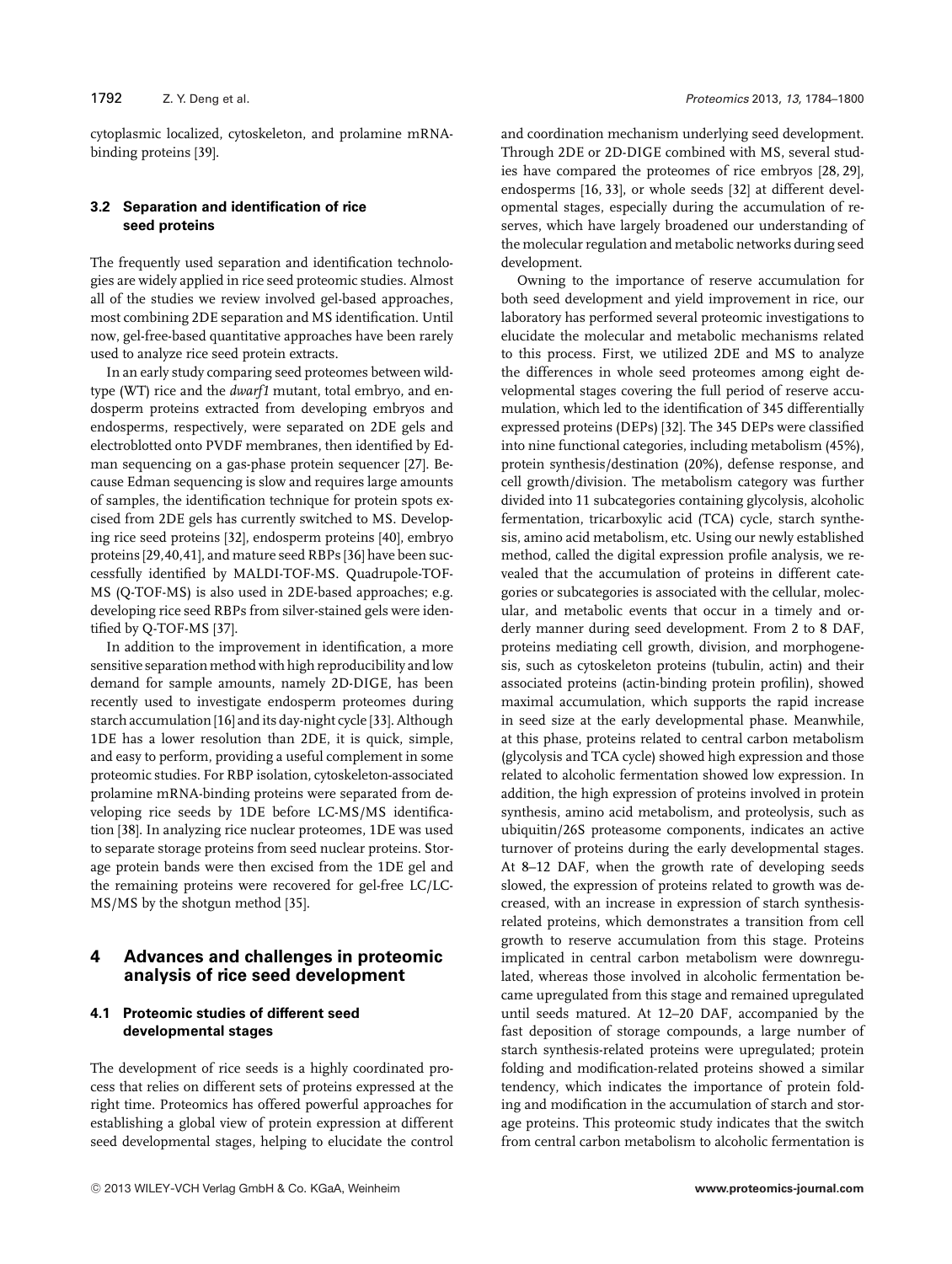cytoplasmic localized, cytoskeleton, and prolamine mRNA-binding proteins [39].

### 3.2 Separation and identification of rice seed proteins

The frequently used separation and identification technologies are widely applied in rice seed proteomic studies. Almost all of the studies we review involved gel-based approaches, most combining 2DE separation and MS identification. Until now, gel-free-based quantitative approaches have been rarely used to analyze rice seed protein extracts.

In an early study comparing seed proteomes between wild-type (WT) rice and the *dwarf1* mutant, total embryo, and endosperm proteins extracted from developing embryos and endosperms, respectively, were separated on 2DE gels and electroblotted onto PVDF membranes, then identified by Edman sequencing on a gas-phase protein sequencer [27]. Because Edman sequencing is slow and requires large amounts of samples, the identification technique for protein spots excised from 2DE gels has currently switched to MS. Developing rice seed proteins [32], endosperm proteins [40], embryo proteins [29,40,41], and mature seed RBPs [36] have been successfully identified by MALDI-TOF-MS. Quadrupole-TOF-MS (Q-TOF-MS) is also used in 2DE-based approaches; e.g. developing rice seed RBPs from silver-stained gels were identified by Q-TOF-MS [37].

In addition to the improvement in identification, a more sensitive separation method with high reproducibility and low demand for sample amounts, namely 2D-DIGE, has been recently used to investigate endosperm proteomes during starch accumulation [16] and its day-night cycle [33]. Although 1DE has a lower resolution than 2DE, it is quick, simple, and easy to perform, providing a useful complement in some proteomic studies. For RBP isolation, cytoskeleton-associated prolamine mRNA-binding proteins were separated from developing rice seeds by 1DE before LC-MS/MS identification [38]. In analyzing rice nuclear proteomes, 1DE was used to separate storage proteins from seed nuclear proteins. Storage protein bands were then excised from the 1DE gel and the remaining proteins were recovered for gel-free LC/LC-MS/MS by the shotgun method [35].

## 4 Advances and challenges in proteomic analysis of rice seed development

### 4.1 Proteomic studies of different seed developmental stages

The development of rice seeds is a highly coordinated process that relies on different sets of proteins expressed at the right time. Proteomics has offered powerful approaches for establishing a global view of protein expression at different seed developmental stages, helping to elucidate the control and coordination mechanism underlying seed development. Through 2DE or 2D-DIGE combined with MS, several studies have compared the proteomes of rice embryos [28, 29], endosperms [16, 33], or whole seeds [32] at different developmental stages, especially during the accumulation of reserves, which have largely broadened our understanding of the molecular regulation and metabolic networks during seed development.

Owning to the importance of reserve accumulation for both seed development and yield improvement in rice, our laboratory has performed several proteomic investigations to elucidate the molecular and metabolic mechanisms related to this process. First, we utilized 2DE and MS to analyze the differences in whole seed proteomes among eight developmental stages covering the full period of reserve accumulation, which led to the identification of 345 differentially expressed proteins (DEPs) [32]. The 345 DEPs were classified into nine functional categories, including metabolism (45%), protein synthesis/destination (20%), defense response, and cell growth/division. The metabolism category was further divided into 11 subcategories containing glycolysis, alcoholic fermentation, tricarboxylic acid (TCA) cycle, starch synthesis, amino acid metabolism, etc. Using our newly established method, called the digital expression profile analysis, we revealed that the accumulation of proteins in different categories or subcategories is associated with the cellular, molecular, and metabolic events that occur in a timely and orderly manner during seed development. From 2 to 8 DAF, proteins mediating cell growth, division, and morphogenesis, such as cytoskeleton proteins (tubulin, actin) and their associated proteins (actin-binding protein profilin), showed maximal accumulation, which supports the rapid increase in seed size at the early developmental phase. Meanwhile, at this phase, proteins related to central carbon metabolism (glycolysis and TCA cycle) showed high expression and those related to alcoholic fermentation showed low expression. In addition, the high expression of proteins involved in protein synthesis, amino acid metabolism, and proteolysis, such as ubiquitin/26S proteasome components, indicates an active turnover of proteins during the early developmental stages. At 8–12 DAF, when the growth rate of developing seeds slowed, the expression of proteins related to growth was decreased, with an increase in expression of starch synthesis-related proteins, which demonstrates a transition from cell growth to reserve accumulation from this stage. Proteins implicated in central carbon metabolism were downregulated, whereas those involved in alcoholic fermentation became upregulated from this stage and remained upregulated until seeds matured. At 12–20 DAF, accompanied by the fast deposition of storage compounds, a large number of starch synthesis-related proteins were upregulated; protein folding and modification-related proteins showed a similar tendency, which indicates the importance of protein folding and modification in the accumulation of starch and storage proteins. This proteomic study indicates that the switch from central carbon metabolism to alcoholic fermentation is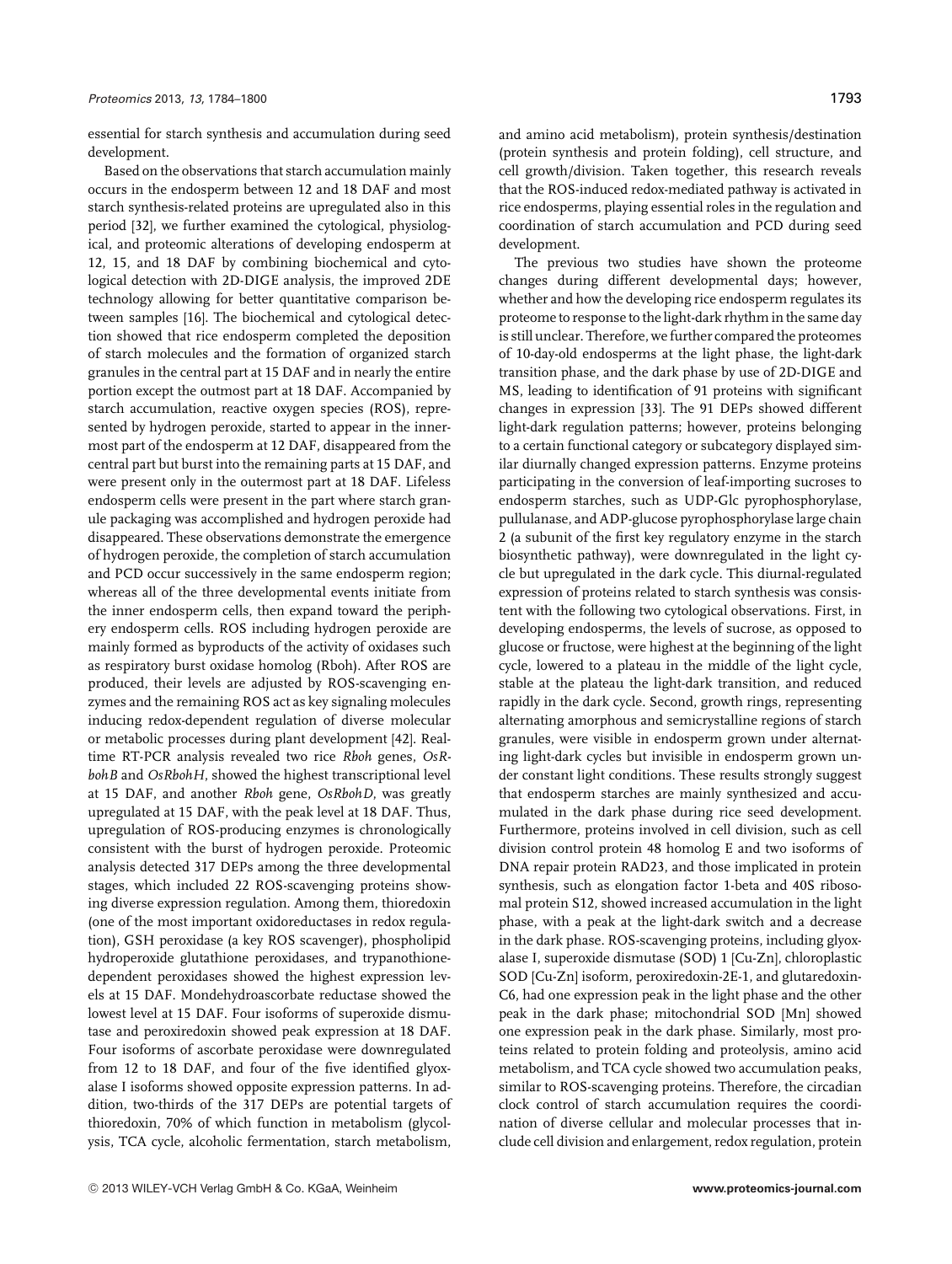essential for starch synthesis and accumulation during seed development.

Based on the observations that starch accumulation mainly occurs in the endosperm between 12 and 18 DAF and most starch synthesis-related proteins are upregulated also in this period [32], we further examined the cytological, physiological, and proteomic alterations of developing endosperm at 12, 15, and 18 DAF by combining biochemical and cytological detection with 2D-DIGE analysis, the improved 2DE technology allowing for better quantitative comparison between samples [16]. The biochemical and cytological detection showed that rice endosperm completed the deposition of starch molecules and the formation of organized starch granules in the central part at 15 DAF and in nearly the entire portion except the outmost part at 18 DAF. Accompanied by starch accumulation, reactive oxygen species (ROS), represented by hydrogen peroxide, started to appear in the innermost part of the endosperm at 12 DAF, disappeared from the central part but burst into the remaining parts at 15 DAF, and were present only in the outermost part at 18 DAF. Lifeless endosperm cells were present in the part where starch granule packaging was accomplished and hydrogen peroxide had disappeared. These observations demonstrate the emergence of hydrogen peroxide, the completion of starch accumulation and PCD occur successively in the same endosperm region; whereas all of the three developmental events initiate from the inner endosperm cells, then expand toward the periphery endosperm cells. ROS including hydrogen peroxide are mainly formed as byproducts of the activity of oxidases such as respiratory burst oxidase homolog (Rboh). After ROS are produced, their levels are adjusted by ROS-scavenging enzymes and the remaining ROS act as key signaling molecules inducing redox-dependent regulation of diverse molecular or metabolic processes during plant development [42]. Real-time RT-PCR analysis revealed two rice *Rboh* genes, *OsRbohB* and *OsRbohH*, showed the highest transcriptional level at 15 DAF, and another *Rboh* gene, *OsRbohD*, was greatly upregulated at 15 DAF, with the peak level at 18 DAF. Thus, upregulation of ROS-producing enzymes is chronologically consistent with the burst of hydrogen peroxide. Proteomic analysis detected 317 DEPs among the three developmental stages, which included 22 ROS-scavenging proteins showing diverse expression regulation. Among them, thioredoxin (one of the most important oxidoreductases in redox regulation), GSH peroxidase (a key ROS scavenger), phospholipid hydroperoxide glutathione peroxidases, and trypanothione-dependent peroxidases showed the highest expression levels at 15 DAF. Mondehydroascorbate reductase showed the lowest level at 15 DAF. Four isoforms of superoxide dismutase and peroxiredoxin showed peak expression at 18 DAF. Four isoforms of ascorbate peroxidase were downregulated from 12 to 18 DAF, and four of the five identified glyoxalase I isoforms showed opposite expression patterns. In addition, two-thirds of the 317 DEPs are potential targets of thioredoxin, 70% of which function in metabolism (glycolysis, TCA cycle, alcoholic fermentation, starch metabolism, and amino acid metabolism), protein synthesis/destination (protein synthesis and protein folding), cell structure, and cell growth/division. Taken together, this research reveals that the ROS-induced redox-mediated pathway is activated in rice endosperms, playing essential roles in the regulation and coordination of starch accumulation and PCD during seed development.

The previous two studies have shown the proteome changes during different developmental days; however, whether and how the developing rice endosperm regulates its proteome to response to the light-dark rhythm in the same day is still unclear. Therefore, we further compared the proteomes of 10-day-old endosperms at the light phase, the light-dark transition phase, and the dark phase by use of 2D-DIGE and MS, leading to identification of 91 proteins with significant changes in expression [33]. The 91 DEPs showed different light-dark regulation patterns; however, proteins belonging to a certain functional category or subcategory displayed similar diurnally changed expression patterns. Enzyme proteins participating in the conversion of leaf-importing sucroses to endosperm starches, such as UDP-Glc pyrophosphorylase, pullulanase, and ADP-glucose pyrophosphorylase large chain 2 (a subunit of the first key regulatory enzyme in the starch biosynthetic pathway), were downregulated in the light cycle but upregulated in the dark cycle. This diurnal-regulated expression of proteins related to starch synthesis was consistent with the following two cytological observations. First, in developing endosperms, the levels of sucrose, as opposed to glucose or fructose, were highest at the beginning of the light cycle, lowered to a plateau in the middle of the light cycle, stable at the plateau the light-dark transition, and reduced rapidly in the dark cycle. Second, growth rings, representing alternating amorphous and semicrystalline regions of starch granules, were visible in endosperm grown under alternating light-dark cycles but invisible in endosperm grown under constant light conditions. These results strongly suggest that endosperm starches are mainly synthesized and accumulated in the dark phase during rice seed development. Furthermore, proteins involved in cell division, such as cell division control protein 48 homolog E and two isoforms of DNA repair protein RAD23, and those implicated in protein synthesis, such as elongation factor 1-beta and 40S ribosomal protein S12, showed increased accumulation in the light phase, with a peak at the light-dark switch and a decrease in the dark phase. ROS-scavenging proteins, including glyoxalase I, superoxide dismutase (SOD) 1 [Cu-Zn], chloroplastic SOD [Cu-Zn] isoform, peroxiredoxin-2E-1, and glutaredoxin-C6, had one expression peak in the light phase and the other peak in the dark phase; mitochondrial SOD [Mn] showed one expression peak in the dark phase. Similarly, most proteins related to protein folding and proteolysis, amino acid metabolism, and TCA cycle showed two accumulation peaks, similar to ROS-scavenging proteins. Therefore, the circadian clock control of starch accumulation requires the coordination of diverse cellular and molecular processes that include cell division and enlargement, redox regulation, protein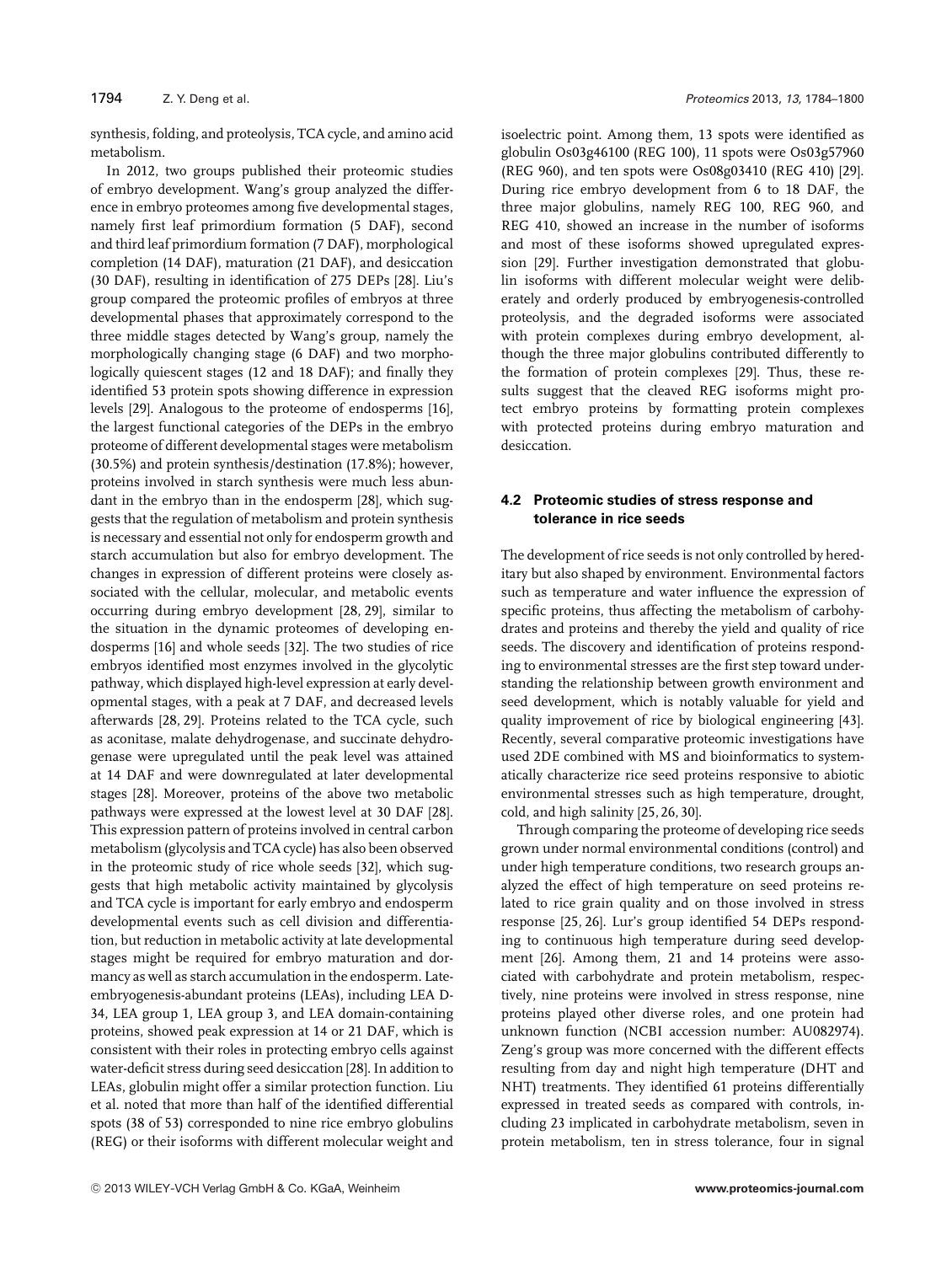synthesis, folding, and proteolysis, TCA cycle, and amino acid metabolism.

In 2012, two groups published their proteomic studies of embryo development. Wang's group analyzed the difference in embryo proteomes among five developmental stages, namely first leaf primordium formation (5 DAF), second and third leaf primordium formation (7 DAF), morphological completion (14 DAF), maturation (21 DAF), and desiccation (30 DAF), resulting in identification of 275 DEPs [28]. Liu's group compared the proteomic profiles of embryos at three developmental phases that approximately correspond to the three middle stages detected by Wang's group, namely the morphologically changing stage (6 DAF) and two morphologically quiescent stages (12 and 18 DAF); and finally they identified 53 protein spots showing difference in expression levels [29]. Analogous to the proteome of endosperms [16], the largest functional categories of the DEPs in the embryo proteome of different developmental stages were metabolism (30.5%) and protein synthesis/destination (17.8%); however, proteins involved in starch synthesis were much less abundant in the embryo than in the endosperm [28], which suggests that the regulation of metabolism and protein synthesis is necessary and essential not only for endosperm growth and starch accumulation but also for embryo development. The changes in expression of different proteins were closely associated with the cellular, molecular, and metabolic events occurring during embryo development [28, 29], similar to the situation in the dynamic proteomes of developing endosperms [16] and whole seeds [32]. The two studies of rice embryos identified most enzymes involved in the glycolytic pathway, which displayed high-level expression at early developmental stages, with a peak at 7 DAF, and decreased levels afterwards [28, 29]. Proteins related to the TCA cycle, such as aconitase, malate dehydrogenase, and succinate dehydrogenase were upregulated until the peak level was attained at 14 DAF and were downregulated at later developmental stages [28]. Moreover, proteins of the above two metabolic pathways were expressed at the lowest level at 30 DAF [28]. This expression pattern of proteins involved in central carbon metabolism (glycolysis and TCA cycle) has also been observed in the proteomic study of rice whole seeds [32], which suggests that high metabolic activity maintained by glycolysis and TCA cycle is important for early embryo and endosperm developmental events such as cell division and differentiation, but reduction in metabolic activity at late developmental stages might be required for embryo maturation and dormancy as well as starch accumulation in the endosperm. Late-embryogenesis-abundant proteins (LEAs), including LEA D-34, LEA group 1, LEA group 3, and LEA domain-containing proteins, showed peak expression at 14 or 21 DAF, which is consistent with their roles in protecting embryo cells against water-deficit stress during seed desiccation [28]. In addition to LEAs, globulin might offer a similar protection function. Liu et al. noted that more than half of the identified differential spots (38 of 53) corresponded to nine rice embryo globulins (REG) or their isoforms with different molecular weight and isoelectric point. Among them, 13 spots were identified as globulin Os03g46100 (REG 100), 11 spots were Os03g57960 (REG 960), and ten spots were Os08g03410 (REG 410) [29]. During rice embryo development from 6 to 18 DAF, the three major globulins, namely REG 100, REG 960, and REG 410, showed an increase in the number of isoforms and most of these isoforms showed upregulated expression [29]. Further investigation demonstrated that globulin isoforms with different molecular weight were deliberately and orderly produced by embryogenesis-controlled proteolysis, and the degraded isoforms were associated with protein complexes during embryo development, although the three major globulins contributed differently to the formation of protein complexes [29]. Thus, these results suggest that the cleaved REG isoforms might protect embryo proteins by formatting protein complexes with protected proteins during embryo maturation and desiccation.

### 4.2 Proteomic studies of stress response and tolerance in rice seeds

The development of rice seeds is not only controlled by hereditary but also shaped by environment. Environmental factors such as temperature and water influence the expression of specific proteins, thus affecting the metabolism of carbohydrates and proteins and thereby the yield and quality of rice seeds. The discovery and identification of proteins responding to environmental stresses are the first step toward understanding the relationship between growth environment and seed development, which is notably valuable for yield and quality improvement of rice by biological engineering [43]. Recently, several comparative proteomic investigations have used 2DE combined with MS and bioinformatics to systematically characterize rice seed proteins responsive to abiotic environmental stresses such as high temperature, drought, cold, and high salinity [25, 26, 30].

Through comparing the proteome of developing rice seeds grown under normal environmental conditions (control) and under high temperature conditions, two research groups analyzed the effect of high temperature on seed proteins related to rice grain quality and on those involved in stress response [25, 26]. Lur's group identified 54 DEPs responding to continuous high temperature during seed development [26]. Among them, 21 and 14 proteins were associated with carbohydrate and protein metabolism, respectively, nine proteins were involved in stress response, nine proteins played other diverse roles, and one protein had unknown function (NCBI accession number: AU082974). Zeng's group was more concerned with the different effects resulting from day and night high temperature (DHT and NHT) treatments. They identified 61 proteins differentially expressed in treated seeds as compared with controls, including 23 implicated in carbohydrate metabolism, seven in protein metabolism, ten in stress tolerance, four in signal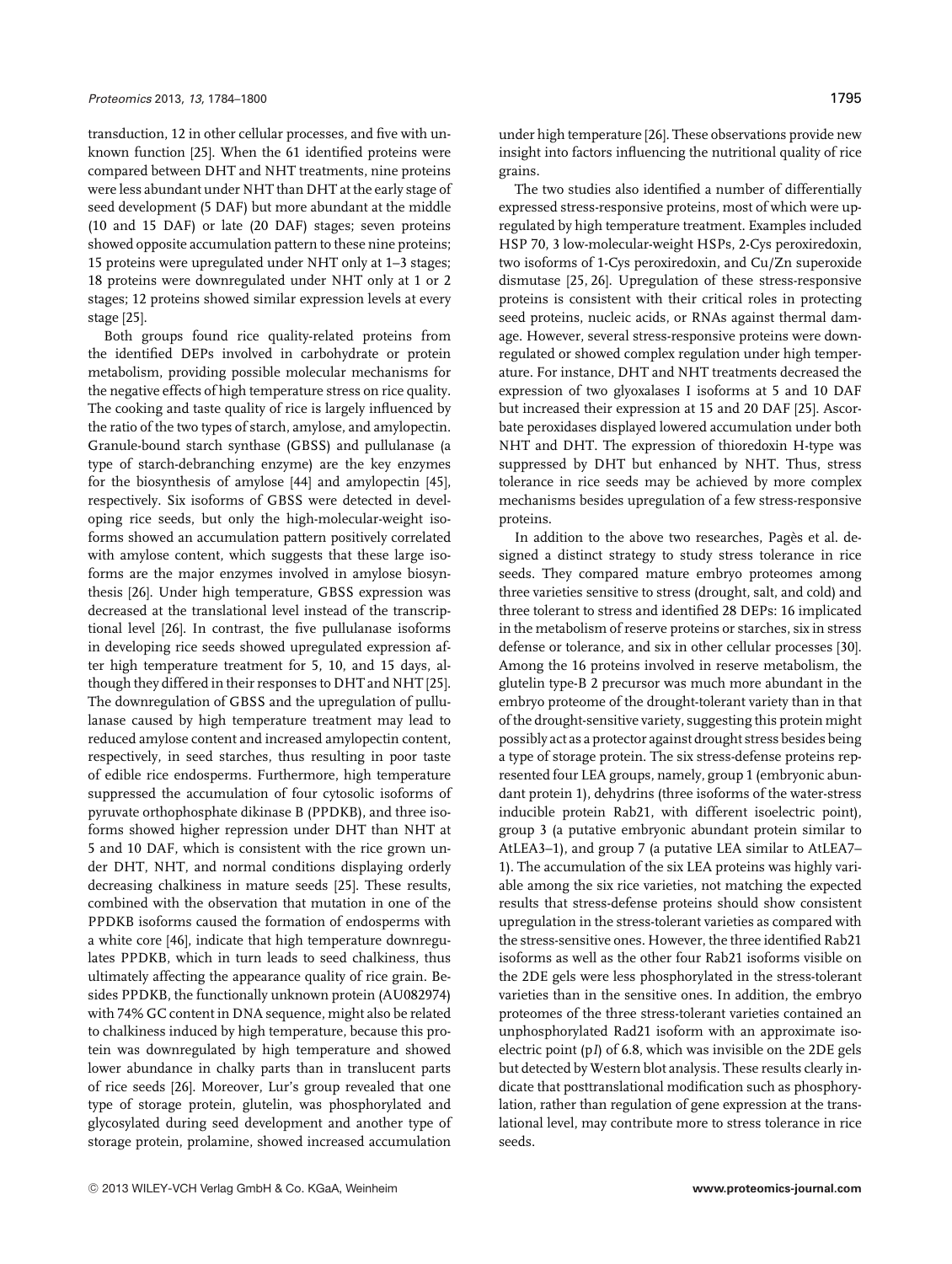transduction, 12 in other cellular processes, and five with unknown function [25]. When the 61 identified proteins were compared between DHT and NHT treatments, nine proteins were less abundant under NHT than DHT at the early stage of seed development (5 DAF) but more abundant at the middle (10 and 15 DAF) or late (20 DAF) stages; seven proteins showed opposite accumulation pattern to these nine proteins; 15 proteins were upregulated under NHT only at 1–3 stages; 18 proteins were downregulated under NHT only at 1 or 2 stages; 12 proteins showed similar expression levels at every stage [25].

Both groups found rice quality-related proteins from the identified DEPs involved in carbohydrate or protein metabolism, providing possible molecular mechanisms for the negative effects of high temperature stress on rice quality. The cooking and taste quality of rice is largely influenced by the ratio of the two types of starch, amylose, and amylopectin. Granule-bound starch synthase (GBSS) and pullulanase (a type of starch-debranching enzyme) are the key enzymes for the biosynthesis of amylose [44] and amylopectin [45], respectively. Six isoforms of GBSS were detected in developing rice seeds, but only the high-molecular-weight isoforms showed an accumulation pattern positively correlated with amylose content, which suggests that these large isoforms are the major enzymes involved in amylose biosynthesis [26]. Under high temperature, GBSS expression was decreased at the translational level instead of the transcriptional level [26]. In contrast, the five pullulanase isoforms in developing rice seeds showed upregulated expression after high temperature treatment for 5, 10, and 15 days, although they differed in their responses to DHT and NHT [25]. The downregulation of GBSS and the upregulation of pullulanase caused by high temperature treatment may lead to reduced amylose content and increased amylopectin content, respectively, in seed starches, thus resulting in poor taste of edible rice endosperms. Furthermore, high temperature suppressed the accumulation of four cytosolic isoforms of pyruvate orthophosphate dikinase B (PPDKB), and three isoforms showed higher repression under DHT than NHT at 5 and 10 DAF, which is consistent with the rice grown under DHT, NHT, and normal conditions displaying orderly decreasing chalkiness in mature seeds [25]. These results, combined with the observation that mutation in one of the PPDKB isoforms caused the formation of endosperms with a white core [46], indicate that high temperature downregulates PPDKB, which in turn leads to seed chalkiness, thus ultimately affecting the appearance quality of rice grain. Besides PPDKB, the functionally unknown protein (AU082974) with 74% GC content in DNA sequence, might also be related to chalkiness induced by high temperature, because this protein was downregulated by high temperature and showed lower abundance in chalky parts than in translucent parts of rice seeds [26]. Moreover, Lur's group revealed that one type of storage protein, glutelin, was phosphorylated and glycosylated during seed development and another type of storage protein, prolamine, showed increased accumulation under high temperature [26]. These observations provide new insight into factors influencing the nutritional quality of rice grains.

The two studies also identified a number of differentially expressed stress-responsive proteins, most of which were upregulated by high temperature treatment. Examples included HSP 70, 3 low-molecular-weight HSPs, 2-Cys peroxiredoxin, two isoforms of 1-Cys peroxiredoxin, and Cu/Zn superoxide dismutase [25, 26]. Upregulation of these stress-responsive proteins is consistent with their critical roles in protecting seed proteins, nucleic acids, or RNAs against thermal damage. However, several stress-responsive proteins were downregulated or showed complex regulation under high temperature. For instance, DHT and NHT treatments decreased the expression of two glyoxalases I isoforms at 5 and 10 DAF but increased their expression at 15 and 20 DAF [25]. Ascorbate peroxidases displayed lowered accumulation under both NHT and DHT. The expression of thioredoxin H-type was suppressed by DHT but enhanced by NHT. Thus, stress tolerance in rice seeds may be achieved by more complex mechanisms besides upregulation of a few stress-responsive proteins.

In addition to the above two researches, Pagès et al. designed a distinct strategy to study stress tolerance in rice seeds. They compared mature embryo proteomes among three varieties sensitive to stress (drought, salt, and cold) and three tolerant to stress and identified 28 DEPs: 16 implicated in the metabolism of reserve proteins or starches, six in stress defense or tolerance, and six in other cellular processes [30]. Among the 16 proteins involved in reserve metabolism, the glutelin type-B 2 precursor was much more abundant in the embryo proteome of the drought-tolerant variety than in that of the drought-sensitive variety, suggesting this protein might possibly act as a protector against drought stress besides being a type of storage protein. The six stress-defense proteins represented four LEA groups, namely, group 1 (embryonic abundant protein 1), dehydrins (three isoforms of the water-stress inducible protein Rab21, with different isoelectric point), group 3 (a putative embryonic abundant protein similar to AtLEA3–1), and group 7 (a putative LEA similar to AtLEA7–1). The accumulation of the six LEA proteins was highly variable among the six rice varieties, not matching the expected results that stress-defense proteins should show consistent upregulation in the stress-tolerant varieties as compared with the stress-sensitive ones. However, the three identified Rab21 isoforms as well as the other four Rab21 isoforms visible on the 2DE gels were less phosphorylated in the stress-tolerant varieties than in the sensitive ones. In addition, the embryo proteomes of the three stress-tolerant varieties contained an unphosphorylated Rad21 isoform with an approximate isoelectric point (p*I*) of 6.8, which was invisible on the 2DE gels but detected by Western blot analysis. These results clearly indicate that posttranslational modification such as phosphorylation, rather than regulation of gene expression at the translational level, may contribute more to stress tolerance in rice seeds.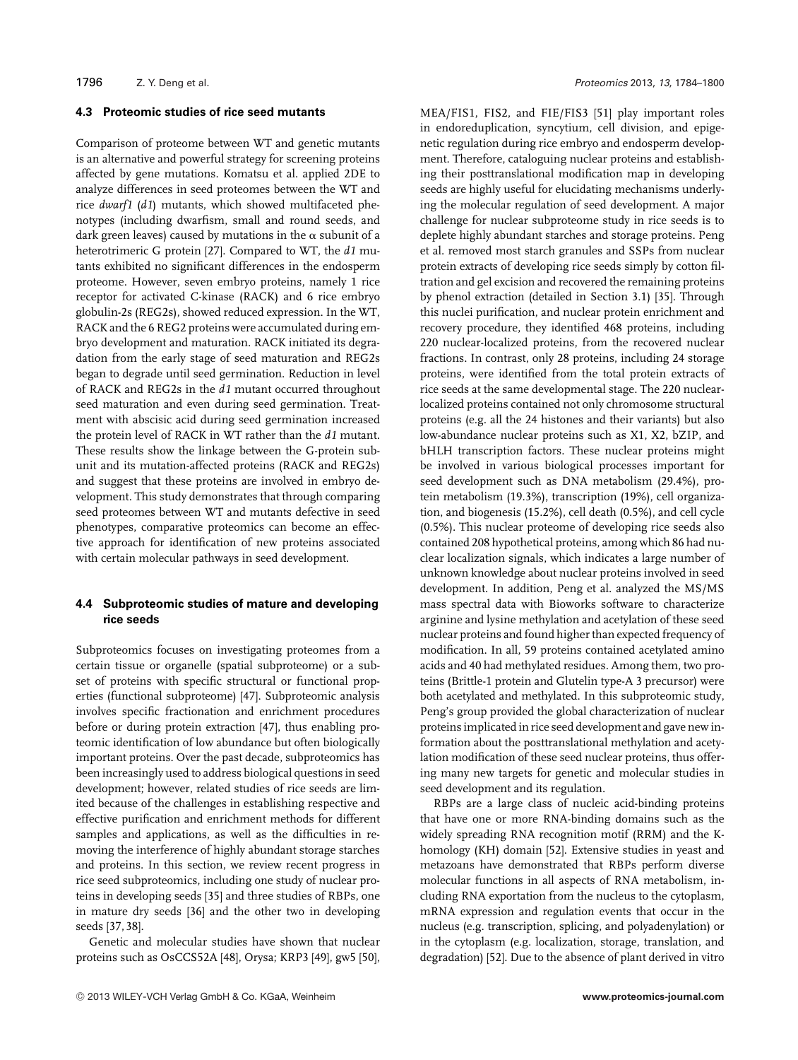### 4.3 Proteomic studies of rice seed mutants

Comparison of proteome between WT and genetic mutants is an alternative and powerful strategy for screening proteins affected by gene mutations. Komatsu et al. applied 2DE to analyze differences in seed proteomes between the WT and rice *dwarf1* (*d1*) mutants, which showed multifaceted phenotypes (including dwarfism, small and round seeds, and dark green leaves) caused by mutations in the $\alpha$ subunit of a heterotrimeric G protein [27]. Compared to WT, the *d1* mutants exhibited no significant differences in the endosperm proteome. However, seven embryo proteins, namely 1 rice receptor for activated C-kinase (RACK) and 6 rice embryo globulin-2s (REG2s), showed reduced expression. In the WT, RACK and the 6 REG2 proteins were accumulated during embryo development and maturation. RACK initiated its degradation from the early stage of seed maturation and REG2s began to degrade until seed germination. Reduction in level of RACK and REG2s in the *d1* mutant occurred throughout seed maturation and even during seed germination. Treatment with abscisic acid during seed germination increased the protein level of RACK in WT rather than the *d1* mutant. These results show the linkage between the G-protein subunit and its mutation-affected proteins (RACK and REG2s) and suggest that these proteins are involved in embryo development. This study demonstrates that through comparing seed proteomes between WT and mutants defective in seed phenotypes, comparative proteomics can become an effective approach for identification of new proteins associated with certain molecular pathways in seed development.

### 4.4 Subproteomic studies of mature and developing rice seeds

Subproteomics focuses on investigating proteomes from a certain tissue or organelle (spatial subproteome) or a subset of proteins with specific structural or functional properties (functional subproteome) [47]. Subproteomic analysis involves specific fractionation and enrichment procedures before or during protein extraction [47], thus enabling proteomic identification of low abundance but often biologically important proteins. Over the past decade, subproteomics has been increasingly used to address biological questions in seed development; however, related studies of rice seeds are limited because of the challenges in establishing respective and effective purification and enrichment methods for different samples and applications, as well as the difficulties in removing the interference of highly abundant storage starches and proteins. In this section, we review recent progress in rice seed subproteomics, including one study of nuclear proteins in developing seeds [35] and three studies of RBPs, one in mature dry seeds [36] and the other two in developing seeds [37, 38].

Genetic and molecular studies have shown that nuclear proteins such as OsCCS52A [48], Orysa; KRP3 [49], gw5 [50], MEA/FIS1, FIS2, and FIE/FIS3 [51] play important roles in endoreduplication, syncytium, cell division, and epigenetic regulation during rice embryo and endosperm development. Therefore, cataloguing nuclear proteins and establishing their posttranslational modification map in developing seeds are highly useful for elucidating mechanisms underlying the molecular regulation of seed development. A major challenge for nuclear subproteome study in rice seeds is to deplete highly abundant starches and storage proteins. Peng et al. removed most starch granules and SSPs from nuclear protein extracts of developing rice seeds simply by cotton filtration and gel excision and recovered the remaining proteins by phenol extraction (detailed in Section 3.1) [35]. Through this nuclei purification, and nuclear protein enrichment and recovery procedure, they identified 468 proteins, including 220 nuclear-localized proteins, from the recovered nuclear fractions. In contrast, only 28 proteins, including 24 storage proteins, were identified from the total protein extracts of rice seeds at the same developmental stage. The 220 nuclear-localized proteins contained not only chromosome structural proteins (e.g. all the 24 histones and their variants) but also low-abundance nuclear proteins such as X1, X2, bZIP, and bHLH transcription factors. These nuclear proteins might be involved in various biological processes important for seed development such as DNA metabolism (29.4%), protein metabolism (19.3%), transcription (19%), cell organization, and biogenesis (15.2%), cell death (0.5%), and cell cycle (0.5%). This nuclear proteome of developing rice seeds also contained 208 hypothetical proteins, among which 86 had nuclear localization signals, which indicates a large number of unknown knowledge about nuclear proteins involved in seed development. In addition, Peng et al. analyzed the MS/MS mass spectral data with Bioworks software to characterize arginine and lysine methylation and acetylation of these seed nuclear proteins and found higher than expected frequency of modification. In all, 59 proteins contained acetylated amino acids and 40 had methylated residues. Among them, two proteins (Brittle-1 protein and Glutelin type-A 3 precursor) were both acetylated and methylated. In this subproteomic study, Peng's group provided the global characterization of nuclear proteins implicated in rice seed development and gave new information about the posttranslational methylation and acetylation modification of these seed nuclear proteins, thus offering many new targets for genetic and molecular studies in seed development and its regulation.

RBPs are a large class of nucleic acid-binding proteins that have one or more RNA-binding domains such as the widely spreading RNA recognition motif (RRM) and the K-homology (KH) domain [52]. Extensive studies in yeast and metazoans have demonstrated that RBPs perform diverse molecular functions in all aspects of RNA metabolism, including RNA exportation from the nucleus to the cytoplasm, mRNA expression and regulation events that occur in the nucleus (e.g. transcription, splicing, and polyadenylation) or in the cytoplasm (e.g. localization, storage, translation, and degradation) [52]. Due to the absence of plant derived in vitro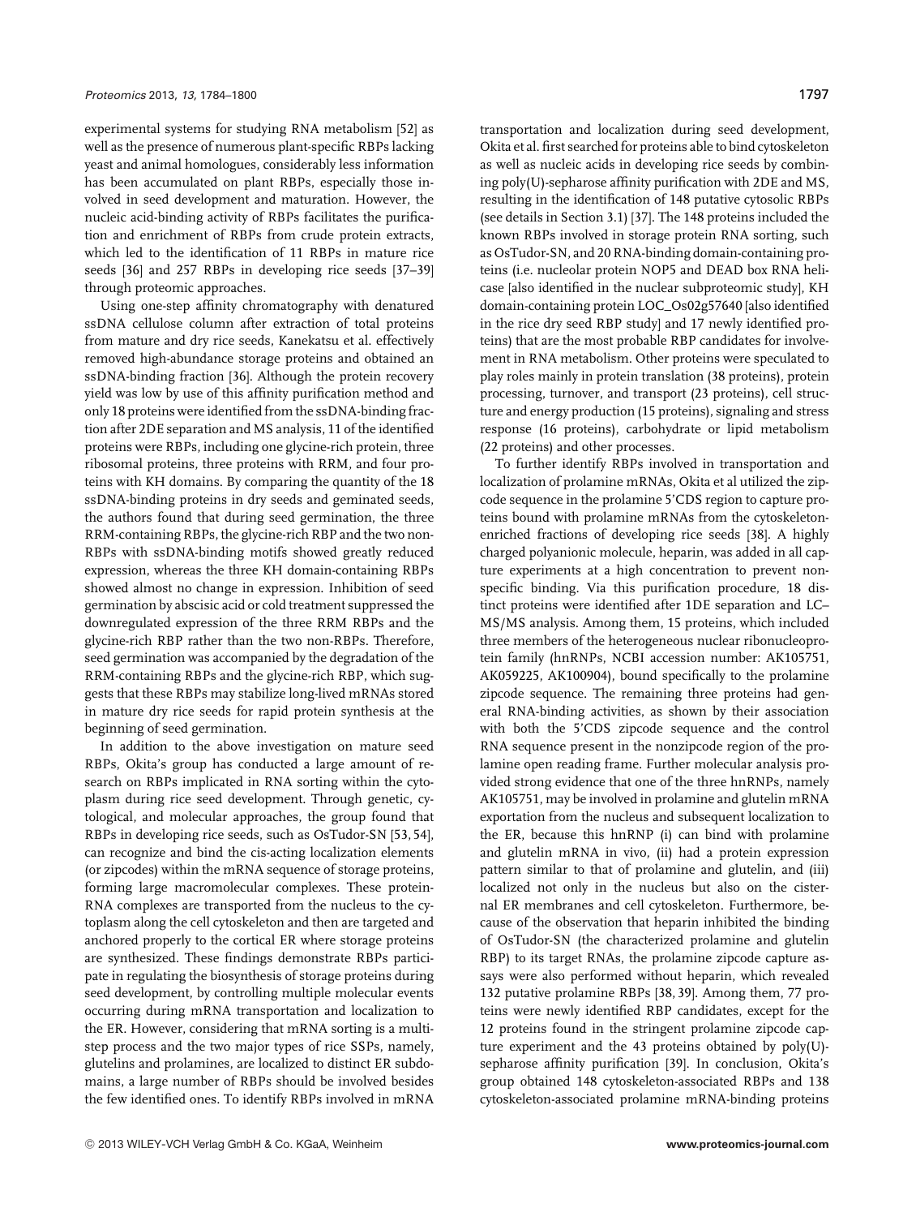experimental systems for studying RNA metabolism [52] as well as the presence of numerous plant-specific RBPs lacking yeast and animal homologues, considerably less information has been accumulated on plant RBPs, especially those involved in seed development and maturation. However, the nucleic acid-binding activity of RBPs facilitates the purification and enrichment of RBPs from crude protein extracts, which led to the identification of 11 RBPs in mature rice seeds [36] and 257 RBPs in developing rice seeds [37–39] through proteomic approaches.

Using one-step affinity chromatography with denatured ssDNA cellulose column after extraction of total proteins from mature and dry rice seeds, Kanekatsu et al. effectively removed high-abundance storage proteins and obtained an ssDNA-binding fraction [36]. Although the protein recovery yield was low by use of this affinity purification method and only 18 proteins were identified from the ssDNA-binding fraction after 2DE separation and MS analysis, 11 of the identified proteins were RBPs, including one glycine-rich protein, three ribosomal proteins, three proteins with RRM, and four proteins with KH domains. By comparing the quantity of the 18 ssDNA-binding proteins in dry seeds and geminated seeds, the authors found that during seed germination, the three RRM-containing RBPs, the glycine-rich RBP and the two non-RBPs with ssDNA-binding motifs showed greatly reduced expression, whereas the three KH domain-containing RBPs showed almost no change in expression. Inhibition of seed germination by abscisic acid or cold treatment suppressed the downregulated expression of the three RRM RBPs and the glycine-rich RBP rather than the two non-RBPs. Therefore, seed germination was accompanied by the degradation of the RRM-containing RBPs and the glycine-rich RBP, which suggests that these RBPs may stabilize long-lived mRNAs stored in mature dry rice seeds for rapid protein synthesis at the beginning of seed germination.

In addition to the above investigation on mature seed RBPs, Okita's group has conducted a large amount of research on RBPs implicated in RNA sorting within the cytoplasm during rice seed development. Through genetic, cytological, and molecular approaches, the group found that RBPs in developing rice seeds, such as OsTudor-SN [53, 54], can recognize and bind the cis-acting localization elements (or zipcodes) within the mRNA sequence of storage proteins, forming large macromolecular complexes. These protein-RNA complexes are transported from the nucleus to the cytoplasm along the cell cytoskeleton and then are targeted and anchored properly to the cortical ER where storage proteins are synthesized. These findings demonstrate RBPs participate in regulating the biosynthesis of storage proteins during seed development, by controlling multiple molecular events occurring during mRNA transportation and localization to the ER. However, considering that mRNA sorting is a multistep process and the two major types of rice SSPs, namely, glutelins and prolamines, are localized to distinct ER subdomains, a large number of RBPs should be involved besides the few identified ones. To identify RBPs involved in mRNA transportation and localization during seed development, Okita et al. first searched for proteins able to bind cytoskeleton as well as nucleic acids in developing rice seeds by combining poly(U)-sepharose affinity purification with 2DE and MS, resulting in the identification of 148 putative cytosolic RBPs (see details in Section 3.1) [37]. The 148 proteins included the known RBPs involved in storage protein RNA sorting, such as OsTudor-SN, and 20 RNA-binding domain-containing proteins (i.e. nucleolar protein NOP5 and DEAD box RNA helicase [also identified in the nuclear subproteomic study], KH domain-containing protein LOC_Os02g57640 [also identified in the rice dry seed RBP study] and 17 newly identified proteins) that are the most probable RBP candidates for involvement in RNA metabolism. Other proteins were speculated to play roles mainly in protein translation (38 proteins), protein processing, turnover, and transport (23 proteins), cell structure and energy production (15 proteins), signaling and stress response (16 proteins), carbohydrate or lipid metabolism (22 proteins) and other processes.

To further identify RBPs involved in transportation and localization of prolamine mRNAs, Okita et al utilized the zipcode sequence in the prolamine 5'CDS region to capture proteins bound with prolamine mRNAs from the cytoskeleton-enriched fractions of developing rice seeds [38]. A highly charged polyanionic molecule, heparin, was added in all capture experiments at a high concentration to prevent nonspecific binding. Via this purification procedure, 18 distinct proteins were identified after 1DE separation and LC–MS/MS analysis. Among them, 15 proteins, which included three members of the heterogeneous nuclear ribonucleoprotein family (hnRNPs, NCBI accession number: AK105751, AK059225, AK100904), bound specifically to the prolamine zipcode sequence. The remaining three proteins had general RNA-binding activities, as shown by their association with both the 5'CDS zipcode sequence and the control RNA sequence present in the nonzipcode region of the prolamine open reading frame. Further molecular analysis provided strong evidence that one of the three hnRNPs, namely AK105751, may be involved in prolamine and glutelin mRNA exportation from the nucleus and subsequent localization to the ER, because this hnRNP (i) can bind with prolamine and glutelin mRNA in vivo, (ii) had a protein expression pattern similar to that of prolamine and glutelin, and (iii) localized not only in the nucleus but also on the cisternal ER membranes and cell cytoskeleton. Furthermore, because of the observation that heparin inhibited the binding of OsTudor-SN (the characterized prolamine and glutelin RBP) to its target RNAs, the prolamine zipcode capture assays were also performed without heparin, which revealed 132 putative prolamine RBPs [38, 39]. Among them, 77 proteins were newly identified RBP candidates, except for the 12 proteins found in the stringent prolamine zipcode capture experiment and the 43 proteins obtained by poly(U)-sepharose affinity purification [39]. In conclusion, Okita's group obtained 148 cytoskeleton-associated RBPs and 138 cytoskeleton-associated prolamine mRNA-binding proteins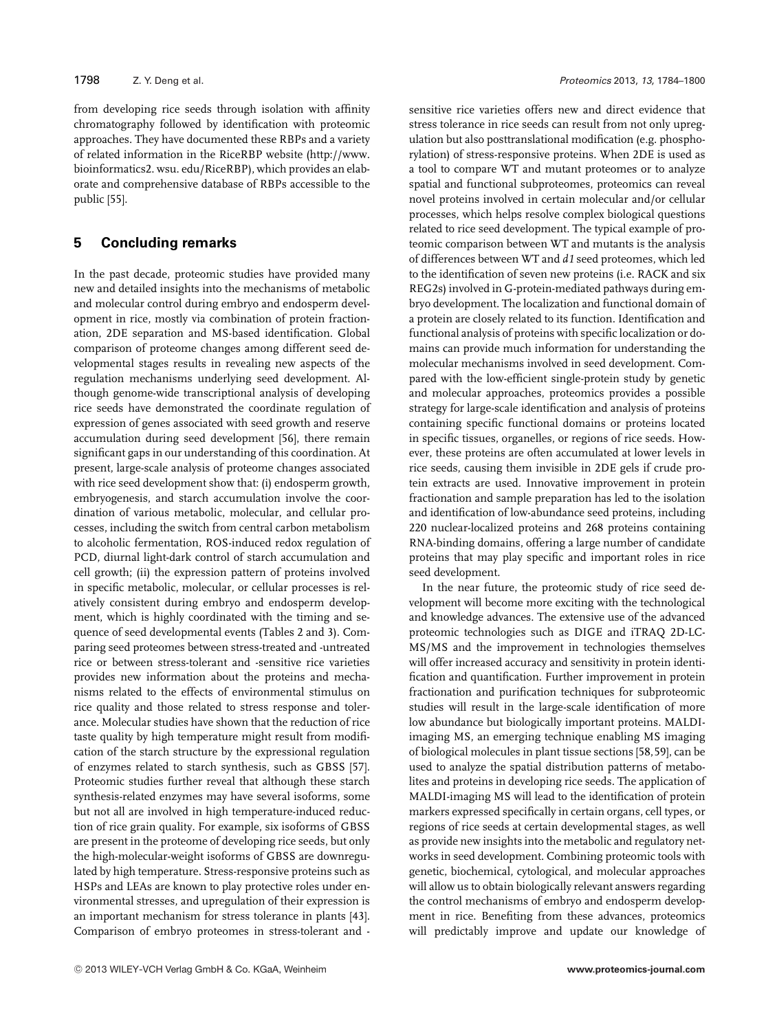from developing rice seeds through isolation with affinity chromatography followed by identification with proteomic approaches. They have documented these RBPs and a variety of related information in the RiceRBP website (http://www.bioinformatics2.wsu.edu/RiceRBP), which provides an elaborate and comprehensive database of RBPs accessible to the public [55].

## 5 Concluding remarks

In the past decade, proteomic studies have provided many new and detailed insights into the mechanisms of metabolic and molecular control during embryo and endosperm development in rice, mostly via combination of protein fractionation, 2DE separation and MS-based identification. Global comparison of proteome changes among different seed developmental stages results in revealing new aspects of the regulation mechanisms underlying seed development. Although genome-wide transcriptional analysis of developing rice seeds have demonstrated the coordinate regulation of expression of genes associated with seed growth and reserve accumulation during seed development [56], there remain significant gaps in our understanding of this coordination. At present, large-scale analysis of proteome changes associated with rice seed development show that: (i) endosperm growth, embryogenesis, and starch accumulation involve the coordination of various metabolic, molecular, and cellular processes, including the switch from central carbon metabolism to alcoholic fermentation, ROS-induced redox regulation of PCD, diurnal light-dark control of starch accumulation and cell growth; (ii) the expression pattern of proteins involved in specific metabolic, molecular, or cellular processes is relatively consistent during embryo and endosperm development, which is highly coordinated with the timing and sequence of seed developmental events (Tables 2 and 3). Comparing seed proteomes between stress-treated and -untreated rice or between stress-tolerant and -sensitive rice varieties provides new information about the proteins and mechanisms related to the effects of environmental stimulus on rice quality and those related to stress response and tolerance. Molecular studies have shown that the reduction of rice taste quality by high temperature might result from modification of the starch structure by the expressional regulation of enzymes related to starch synthesis, such as GBSS [57]. Proteomic studies further reveal that although these starch synthesis-related enzymes may have several isoforms, some but not all are involved in high temperature-induced reduction of rice grain quality. For example, six isoforms of GBSS are present in the proteome of developing rice seeds, but only the high-molecular-weight isoforms of GBSS are downregulated by high temperature. Stress-responsive proteins such as HSPs and LEAs are known to play protective roles under environmental stresses, and upregulation of their expression is an important mechanism for stress tolerance in plants [43]. Comparison of embryo proteomes in stress-tolerant and -sensitive rice varieties offers new and direct evidence that stress tolerance in rice seeds can result from not only upregulation but also posttranslational modification (e.g. phosphorylation) of stress-responsive proteins. When 2DE is used as a tool to compare WT and mutant proteomes or to analyze spatial and functional subproteomes, proteomics can reveal novel proteins involved in certain molecular and/or cellular processes, which helps resolve complex biological questions related to rice seed development. The typical example of proteomic comparison between WT and mutants is the analysis of differences between WT and *d1* seed proteomes, which led to the identification of seven new proteins (i.e. RACK and six REG2s) involved in G-protein-mediated pathways during embryo development. The localization and functional domain of a protein are closely related to its function. Identification and functional analysis of proteins with specific localization or domains can provide much information for understanding the molecular mechanisms involved in seed development. Compared with the low-efficient single-protein study by genetic and molecular approaches, proteomics provides a possible strategy for large-scale identification and analysis of proteins containing specific functional domains or proteins located in specific tissues, organelles, or regions of rice seeds. However, these proteins are often accumulated at lower levels in rice seeds, causing them invisible in 2DE gels if crude protein extracts are used. Innovative improvement in protein fractionation and sample preparation has led to the isolation and identification of low-abundance seed proteins, including 220 nuclear-localized proteins and 268 proteins containing RNA-binding domains, offering a large number of candidate proteins that may play specific and important roles in rice seed development.

In the near future, the proteomic study of rice seed development will become more exciting with the technological and knowledge advances. The extensive use of the advanced proteomic technologies such as DIGE and iTRAQ 2D-LC-MS/MS and the improvement in technologies themselves will offer increased accuracy and sensitivity in protein identification and quantification. Further improvement in protein fractionation and purification techniques for subproteomic studies will result in the large-scale identification of more low abundance but biologically important proteins. MALDI-imaging MS, an emerging technique enabling MS imaging of biological molecules in plant tissue sections [58,59], can be used to analyze the spatial distribution patterns of metabolites and proteins in developing rice seeds. The application of MALDI-imaging MS will lead to the identification of protein markers expressed specifically in certain organs, cell types, or regions of rice seeds at certain developmental stages, as well as provide new insights into the metabolic and regulatory networks in seed development. Combining proteomic tools with genetic, biochemical, cytological, and molecular approaches will allow us to obtain biologically relevant answers regarding the control mechanisms of embryo and endosperm development in rice. Benefiting from these advances, proteomics will predictably improve and update our knowledge of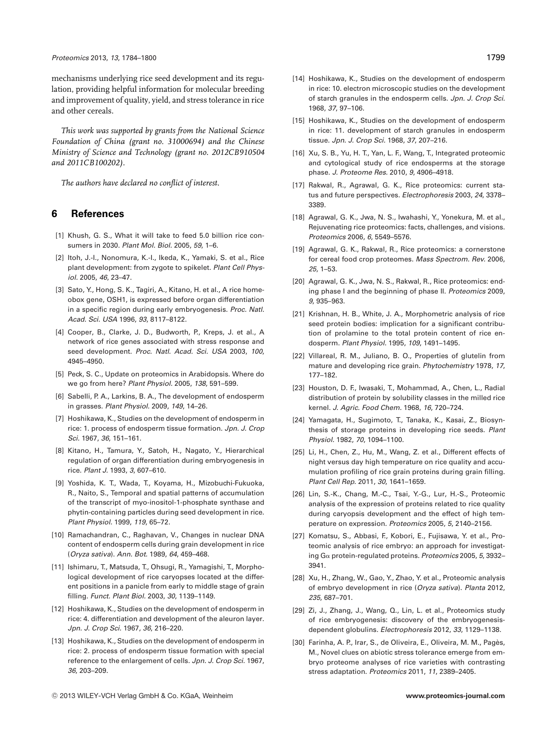mechanisms underlying rice seed development and its regulation, providing helpful information for molecular breeding and improvement of quality, yield, and stress tolerance in rice and other cereals.

*This work was supported by grants from the National Science Foundation of China (grant no. 31000694) and the Chinese Ministry of Science and Technology (grant no. 2012CB910504 and 2011CB100202).*

*The authors have declared no conflict of interest.*

## 6 References

[1] Khush, G. S., What it will take to feed 5.0 billion rice consumers in 2030. *Plant Mol. Biol.* 2005, *59*, 1–6.

[2] Itoh, J.-I., Nonomura, K.-I., Ikeda, K., Yamaki, S. et al., Rice plant development: from zygote to spikelet. *Plant Cell Physiol.* 2005, *46*, 23–47.

[3] Sato, Y., Hong, S. K., Tagiri, A., Kitano, H. et al., A rice homeobox gene, OSH1, is expressed before organ differentiation in a specific region during early embryogenesis. *Proc. Natl. Acad. Sci. USA* 1996, *93*, 8117–8122.

[4] Cooper, B., Clarke, J. D., Budworth, P., Kreps, J. et al., A network of rice genes associated with stress response and seed development. *Proc. Natl. Acad. Sci. USA* 2003, *100*, 4945–4950.

[5] Peck, S. C., Update on proteomics in Arabidopsis. Where do we go from here? *Plant Physiol.* 2005, *138*, 591–599.

[6] Sabelli, P. A., Larkins, B. A., The development of endosperm in grasses. *Plant Physiol.* 2009, *149*, 14–26.

[7] Hoshikawa, K., Studies on the development of endosperm in rice: 1. process of endosperm tissue formation. *Jpn. J. Crop Sci.* 1967, *36*, 151–161.

[8] Kitano, H., Tamura, Y., Satoh, H., Nagato, Y., Hierarchical regulation of organ differentiation during embryogenesis in rice. *Plant J.* 1993, *3*, 607–610.

[9] Yoshida, K. T., Wada, T., Koyama, H., Mizobuchi-Fukuoka, R., Naito, S., Temporal and spatial patterns of accumulation of the transcript of myo-inositol-1-phosphate synthase and phytin-containing particles during seed development in rice. *Plant Physiol.* 1999, *119*, 65–72.

[10] Ramachandran, C., Raghavan, V., Changes in nuclear DNA content of endosperm cells during grain development in rice (*Oryza sativa*). *Ann. Bot.* 1989, *64*, 459–468.

[11] Ishimaru, T., Matsuda, T., Ohsugi, R., Yamagishi, T., Morphological development of rice caryopses located at the different positions in a panicle from early to middle stage of grain filling. *Funct. Plant Biol.* 2003, *30*, 1139–1149.

[12] Hoshikawa, K., Studies on the development of endosperm in rice: 4. differentiation and development of the aleuron layer. *Jpn. J. Crop Sci.* 1967, *36*, 216–220.

[13] Hoshikawa, K., Studies on the development of endosperm in rice: 2. process of endosperm tissue formation with special reference to the enlargement of cells. *Jpn. J. Crop Sci.* 1967, *36*, 203–209.

[14] Hoshikawa, K., Studies on the development of endosperm in rice: 10. electron microscopic studies on the development of starch granules in the endosperm cells. *Jpn. J. Crop Sci.* 1968, *37*, 97–106.

[15] Hoshikawa, K., Studies on the development of endosperm in rice: 11. development of starch granules in endosperm tissue. *Jpn. J. Crop Sci.* 1968, *37*, 207–216.

[16] Xu, S. B., Yu, H. T., Yan, L. F., Wang, T., Integrated proteomic and cytological study of rice endosperms at the storage phase. *J. Proteome Res.* 2010, *9*, 4906–4918.

[17] Rakwal, R., Agrawal, G. K., Rice proteomics: current status and future perspectives. *Electrophoresis* 2003, *24*, 3378–3389.

[18] Agrawal, G. K., Jwa, N. S., Iwahashi, Y., Yonekura, M. et al., Rejuvenating rice proteomics: facts, challenges, and visions. *Proteomics* 2006, *6*, 5549–5576.

[19] Agrawal, G. K., Rakwal, R., Rice proteomics: a cornerstone for cereal food crop proteomes. *Mass Spectrom. Rev.* 2006, *25*, 1–53.

[20] Agrawal, G. K., Jwa, N. S., Rakwal, R., Rice proteomics: ending phase I and the beginning of phase II. *Proteomics* 2009, *9*, 935–963.

[21] Krishnan, H. B., White, J. A., Morphometric analysis of rice seed protein bodies: implication for a significant contribution of prolamine to the total protein content of rice endosperm. *Plant Physiol.* 1995, *109*, 1491–1495.

[22] Villareal, R. M., Juliano, B. O., Properties of glutelin from mature and developing rice grain. *Phytochemistry* 1978, *17*, 177–182.

[23] Houston, D. F., Iwasaki, T., Mohammad, A., Chen, L., Radial distribution of protein by solubility classes in the milled rice kernel. *J. Agric. Food Chem.* 1968, *16*, 720–724.

[24] Yamagata, H., Sugimoto, T., Tanaka, K., Kasai, Z., Biosynthesis of storage proteins in developing rice seeds. *Plant Physiol.* 1982, *70*, 1094–1100.

[25] Li, H., Chen, Z., Hu, M., Wang, Z. et al., Different effects of night versus day high temperature on rice quality and accumulation profiling of rice grain proteins during grain filling. *Plant Cell Rep.* 2011, *30*, 1641–1659.

[26] Lin, S.-K., Chang, M.-C., Tsai, Y.-G., Lur, H.-S., Proteomic analysis of the expression of proteins related to rice quality during caryopsis development and the effect of high temperature on expression. *Proteomics* 2005, *5*, 2140–2156.

[27] Komatsu, S., Abbasi, F., Kobori, E., Fujisawa, Y. et al., Proteomic analysis of rice embryo: an approach for investigating Gα protein-regulated proteins. *Proteomics* 2005, *5*, 3932–3941.

[28] Xu, H., Zhang, W., Gao, Y., Zhao, Y. et al., Proteomic analysis of embryo development in rice (*Oryza sativa*). *Planta* 2012, *235*, 687–701.

[29] Zi, J., Zhang, J., Wang, Q., Lin, L. et al., Proteomics study of rice embryogenesis: discovery of the embryogenesis-dependent globulins. *Electrophoresis* 2012, *33*, 1129–1138.

[30] Farinha, A. P., Irar, S., de Oliveira, E., Oliveira, M. M., Pagès, M., Novel clues on abiotic stress tolerance emerge from embryo proteome analyses of rice varieties with contrasting stress adaptation. *Proteomics* 2011, *11*, 2389–2405.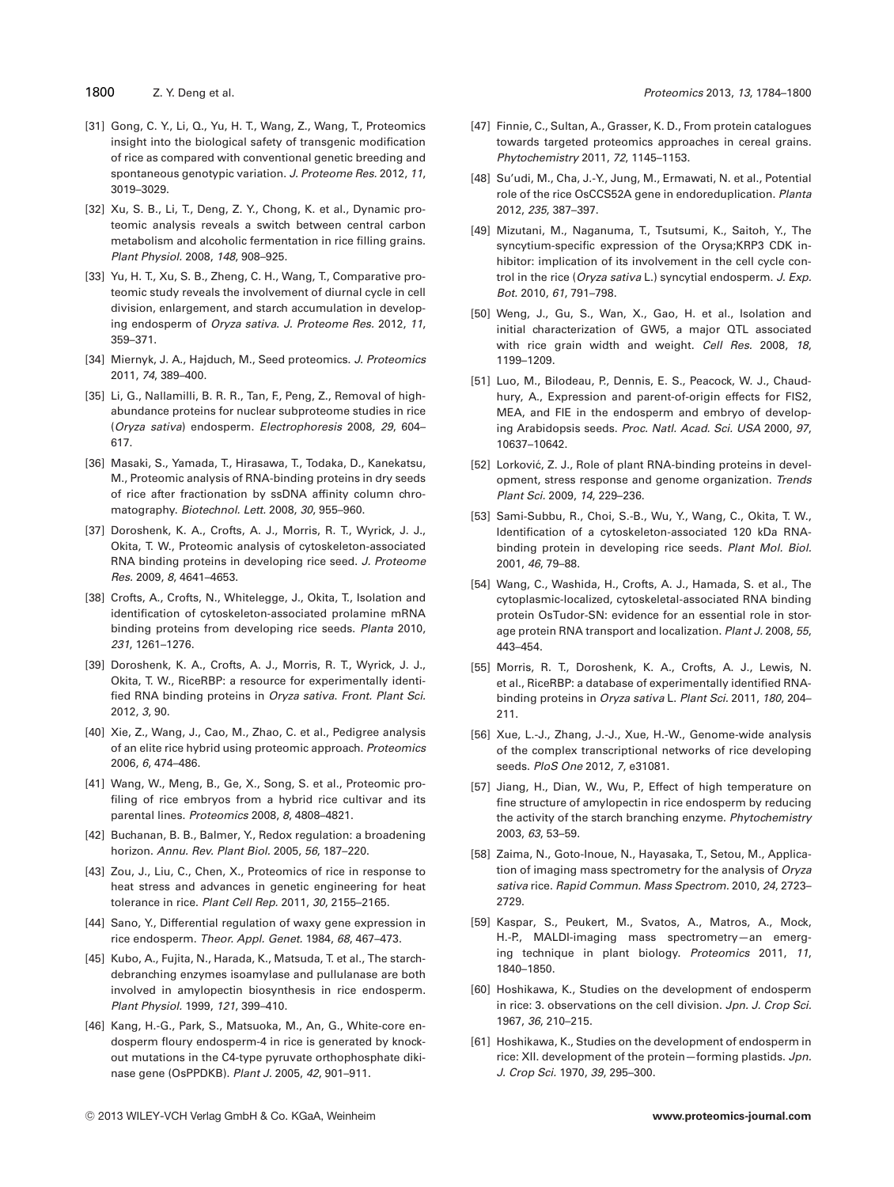[31] Gong, C. Y., Li, Q., Yu, H. T., Wang, Z., Wang, T., Proteomics insight into the biological safety of transgenic modification of rice as compared with conventional genetic breeding and spontaneous genotypic variation. *J. Proteome Res.* 2012, *11*, 3019–3029.

[32] Xu, S. B., Li, T., Deng, Z. Y., Chong, K. et al., Dynamic proteomic analysis reveals a switch between central carbon metabolism and alcoholic fermentation in rice filling grains. *Plant Physiol.* 2008, *148*, 908–925.

[33] Yu, H. T., Xu, S. B., Zheng, C. H., Wang, T., Comparative proteomic study reveals the involvement of diurnal cycle in cell division, enlargement, and starch accumulation in developing endosperm of *Oryza sativa*. *J. Proteome Res.* 2012, *11*, 359–371.

[34] Miernyk, J. A., Hajduch, M., Seed proteomics. *J. Proteomics* 2011, *74*, 389–400.

[35] Li, G., Nallamilli, B. R. R., Tan, F., Peng, Z., Removal of high-abundance proteins for nuclear subproteome studies in rice (*Oryza sativa*) endosperm. *Electrophoresis* 2008, *29*, 604–617.

[36] Masaki, S., Yamada, T., Hirasawa, T., Todaka, D., Kanekatsu, M., Proteomic analysis of RNA-binding proteins in dry seeds of rice after fractionation by ssDNA affinity column chromatography. *Biotechnol. Lett.* 2008, *30*, 955–960.

[37] Doroshenk, K. A., Crofts, A. J., Morris, R. T., Wyrick, J. J., Okita, T. W., Proteomic analysis of cytoskeleton-associated RNA binding proteins in developing rice seed. *J. Proteome Res.* 2009, *8*, 4641–4653.

[38] Crofts, A., Crofts, N., Whitelegge, J., Okita, T., Isolation and identification of cytoskeleton-associated prolamine mRNA binding proteins from developing rice seeds. *Planta* 2010, *231*, 1261–1276.

[39] Doroshenk, K. A., Crofts, A. J., Morris, R. T., Wyrick, J. J., Okita, T. W., RiceRBP: a resource for experimentally identified RNA binding proteins in *Oryza sativa*. *Front. Plant Sci.* 2012, *3*, 90.

[40] Xie, Z., Wang, J., Cao, M., Zhao, C. et al., Pedigree analysis of an elite rice hybrid using proteomic approach. *Proteomics* 2006, *6*, 474–486.

[41] Wang, W., Meng, B., Ge, X., Song, S. et al., Proteomic profiling of rice embryos from a hybrid rice cultivar and its parental lines. *Proteomics* 2008, *8*, 4808–4821.

[42] Buchanan, B. B., Balmer, Y., Redox regulation: a broadening horizon. *Annu. Rev. Plant Biol.* 2005, *56*, 187–220.

[43] Zou, J., Liu, C., Chen, X., Proteomics of rice in response to heat stress and advances in genetic engineering for heat tolerance in rice. *Plant Cell Rep.* 2011, *30*, 2155–2165.

[44] Sano, Y., Differential regulation of waxy gene expression in rice endosperm. *Theor. Appl. Genet.* 1984, *68*, 467–473.

[45] Kubo, A., Fujita, N., Harada, K., Matsuda, T. et al., The starch-debranching enzymes isoamylase and pullulanase are both involved in amylopectin biosynthesis in rice endosperm. *Plant Physiol.* 1999, *121*, 399–410.

[46] Kang, H.-G., Park, S., Matsuoka, M., An, G., White-core endosperm floury endosperm-4 in rice is generated by knockout mutations in the C4-type pyruvate orthophosphate dikinase gene (OsPPDKB). *Plant J.* 2005, *42*, 901–911.

[47] Finnie, C., Sultan, A., Grasser, K. D., From protein catalogues towards targeted proteomics approaches in cereal grains. *Phytochemistry* 2011, *72*, 1145–1153.

[48] Su'udi, M., Cha, J.-Y., Jung, M., Ermawati, N. et al., Potential role of the rice OsCCS52A gene in endoreduplication. *Planta* 2012, *235*, 387–397.

[49] Mizutani, M., Naganuma, T., Tsutsumi, K., Saitoh, Y., The syncytium-specific expression of the Orysa;KRP3 CDK inhibitor: implication of its involvement in the cell cycle control in the rice (*Oryza sativa* L.) syncytial endosperm. *J. Exp. Bot.* 2010, *61*, 791–798.

[50] Weng, J., Gu, S., Wan, X., Gao, H. et al., Isolation and initial characterization of GW5, a major QTL associated with rice grain width and weight. *Cell Res.* 2008, *18*, 1199–1209.

[51] Luo, M., Bilodeau, P., Dennis, E. S., Peacock, W. J., Chaudhury, A., Expression and parent-of-origin effects for FIS2, MEA, and FIE in the endosperm and embryo of developing Arabidopsis seeds. *Proc. Natl. Acad. Sci. USA* 2000, *97*, 10637–10642.

[52] Lorković, Z. J., Role of plant RNA-binding proteins in development, stress response and genome organization. *Trends Plant Sci.* 2009, *14*, 229–236.

[53] Sami-Subbu, R., Choi, S.-B., Wu, Y., Wang, C., Okita, T. W., Identification of a cytoskeleton-associated 120 kDa RNA-binding protein in developing rice seeds. *Plant Mol. Biol.* 2001, *46*, 79–88.

[54] Wang, C., Washida, H., Crofts, A. J., Hamada, S. et al., The cytoplasmic-localized, cytoskeletal-associated RNA binding protein OsTudor-SN: evidence for an essential role in storage protein RNA transport and localization. *Plant J.* 2008, *55*, 443–454.

[55] Morris, R. T., Doroshenk, K. A., Crofts, A. J., Lewis, N. et al., RiceRBP: a database of experimentally identified RNA-binding proteins in *Oryza sativa* L. *Plant Sci.* 2011, *180*, 204–211.

[56] Xue, L.-J., Zhang, J.-J., Xue, H.-W., Genome-wide analysis of the complex transcriptional networks of rice developing seeds. *PloS One* 2012, *7*, e31081.

[57] Jiang, H., Dian, W., Wu, P., Effect of high temperature on fine structure of amylopectin in rice endosperm by reducing the activity of the starch branching enzyme. *Phytochemistry* 2003, *63*, 53–59.

[58] Zaima, N., Goto-Inoue, N., Hayasaka, T., Setou, M., Application of imaging mass spectrometry for the analysis of *Oryza sativa* rice. *Rapid Commun. Mass Spectrom.* 2010, *24*, 2723–2729.

[59] Kaspar, S., Peukert, M., Svatos, A., Matros, A., Mock, H.-P., MALDI-imaging mass spectrometry—an emerging technique in plant biology. *Proteomics* 2011, *11*, 1840–1850.

[60] Hoshikawa, K., Studies on the development of endosperm in rice: 3. observations on the cell division. *Jpn. J. Crop Sci.* 1967, *36*, 210–215.

[61] Hoshikawa, K., Studies on the development of endosperm in rice: XII. development of the protein—forming plastids. *Jpn. J. Crop Sci.* 1970, *39*, 295–300.